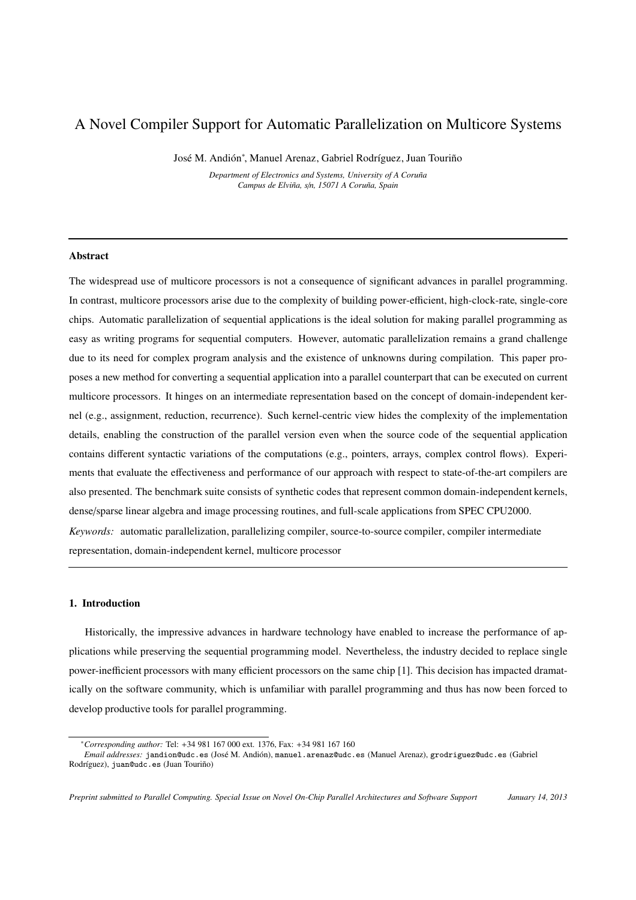# A Novel Compiler Support for Automatic Parallelization on Multicore Systems

José M. Andión*, Manuel Arenaz, Gabriel Rodríguez, Juan Touriño

*Department of Electronics and Systems, University of A Coruña*
*Campus de Elviña, s/n, 15071 A Coruña, Spain*

---

### Abstract

The widespread use of multicore processors is not a consequence of significant advances in parallel programming. In contrast, multicore processors arise due to the complexity of building power-efficient, high-clock-rate, single-core chips. Automatic parallelization of sequential applications is the ideal solution for making parallel programming as easy as writing programs for sequential computers. However, automatic parallelization remains a grand challenge due to its need for complex program analysis and the existence of unknowns during compilation. This paper proposes a new method for converting a sequential application into a parallel counterpart that can be executed on current multicore processors. It hinges on an intermediate representation based on the concept of domain-independent kernel (e.g., assignment, reduction, recurrence). Such kernel-centric view hides the complexity of the implementation details, enabling the construction of the parallel version even when the source code of the sequential application contains different syntactic variations of the computations (e.g., pointers, arrays, complex control flows). Experiments that evaluate the effectiveness and performance of our approach with respect to state-of-the-art compilers are also presented. The benchmark suite consists of synthetic codes that represent common domain-independent kernels, dense/sparse linear algebra and image processing routines, and full-scale applications from SPEC CPU2000.

*Keywords:* automatic parallelization, parallelizing compiler, source-to-source compiler, compiler intermediate representation, domain-independent kernel, multicore processor

---

## 1. Introduction

Historically, the impressive advances in hardware technology have enabled to increase the performance of applications while preserving the sequential programming model. Nevertheless, the industry decided to replace single power-inefficient processors with many efficient processors on the same chip [1]. This decision has impacted dramatically on the software community, which is unfamiliar with parallel programming and thus has now been forced to develop productive tools for parallel programming.

---

*Corresponding author:* Tel: +34 981 167 000 ext. 1376, Fax: +34 981 167 160

*Email addresses:* jandion@udc.es (José M. Andión), manuel.arenaz@udc.es (Manuel Arenaz), grodriguez@udc.es (Gabriel Rodríguez), juan@udc.es (Juan Touriño)

*Preprint submitted to Parallel Computing. Special Issue on Novel On-Chip Parallel Architectures and Software Support* — *January 14, 2013*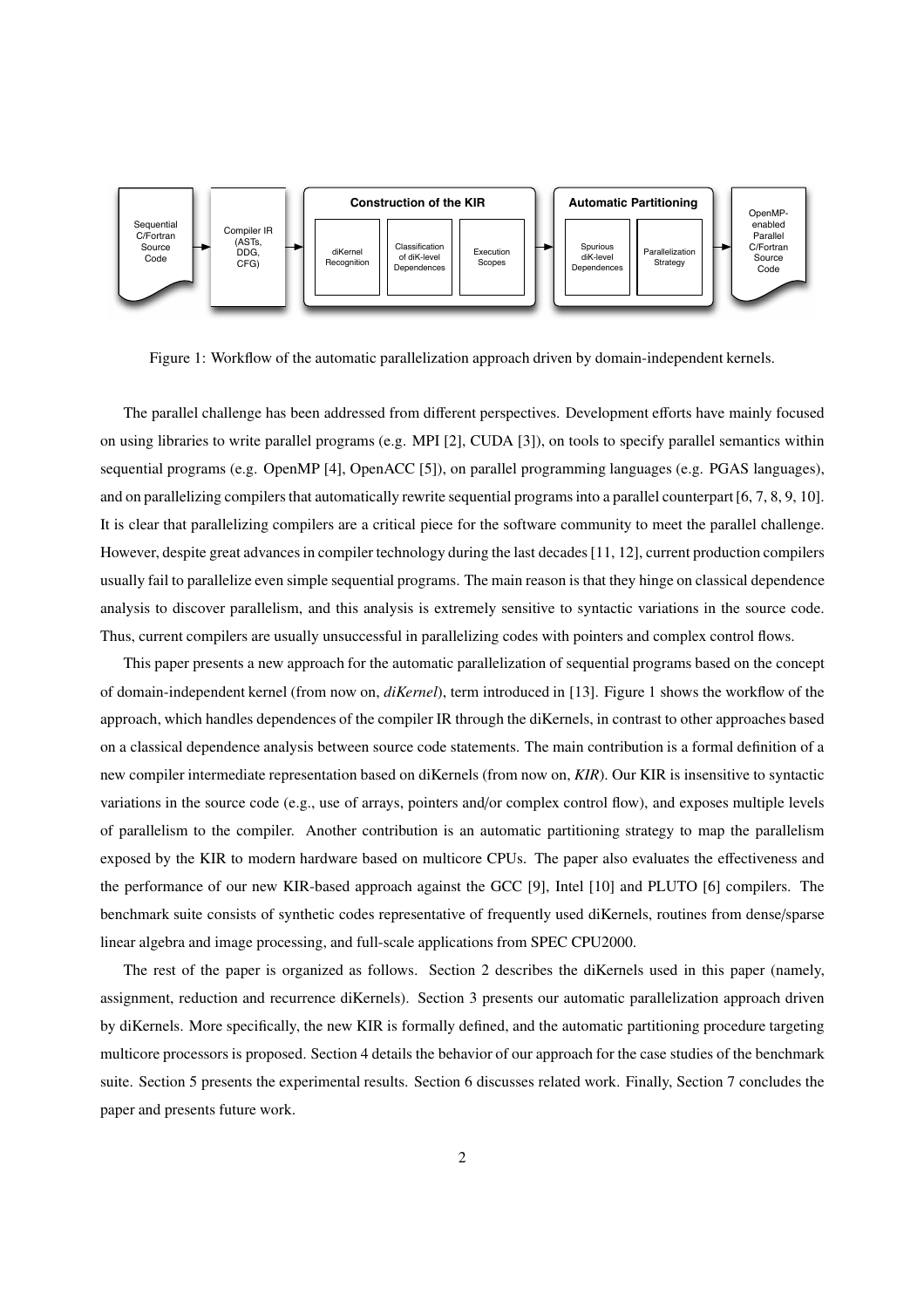Figure 1: Workflow of the automatic parallelization approach driven by domain-independent kernels.

The parallel challenge has been addressed from different perspectives. Development efforts have mainly focused on using libraries to write parallel programs (e.g. MPI [2], CUDA [3]), on tools to specify parallel semantics within sequential programs (e.g. OpenMP [4], OpenACC [5]), on parallel programming languages (e.g. PGAS languages), and on parallelizing compilers that automatically rewrite sequential programs into a parallel counterpart [6, 7, 8, 9, 10]. It is clear that parallelizing compilers are a critical piece for the software community to meet the parallel challenge. However, despite great advances in compiler technology during the last decades [11, 12], current production compilers usually fail to parallelize even simple sequential programs. The main reason is that they hinge on classical dependence analysis to discover parallelism, and this analysis is extremely sensitive to syntactic variations in the source code. Thus, current compilers are usually unsuccessful in parallelizing codes with pointers and complex control flows.

This paper presents a new approach for the automatic parallelization of sequential programs based on the concept of domain-independent kernel (from now on, *diKernel*), term introduced in [13]. Figure 1 shows the workflow of the approach, which handles dependences of the compiler IR through the diKernels, in contrast to other approaches based on a classical dependence analysis between source code statements. The main contribution is a formal definition of a new compiler intermediate representation based on diKernels (from now on, *KIR*). Our KIR is insensitive to syntactic variations in the source code (e.g., use of arrays, pointers and/or complex control flow), and exposes multiple levels of parallelism to the compiler. Another contribution is an automatic partitioning strategy to map the parallelism exposed by the KIR to modern hardware based on multicore CPUs. The paper also evaluates the effectiveness and the performance of our new KIR-based approach against the GCC [9], Intel [10] and PLUTO [6] compilers. The benchmark suite consists of synthetic codes representative of frequently used diKernels, routines from dense/sparse linear algebra and image processing, and full-scale applications from SPEC CPU2000.

The rest of the paper is organized as follows. Section 2 describes the diKernels used in this paper (namely, assignment, reduction and recurrence diKernels). Section 3 presents our automatic parallelization approach driven by diKernels. More specifically, the new KIR is formally defined, and the automatic partitioning procedure targeting multicore processors is proposed. Section 4 details the behavior of our approach for the case studies of the benchmark suite. Section 5 presents the experimental results. Section 6 discusses related work. Finally, Section 7 concludes the paper and presents future work.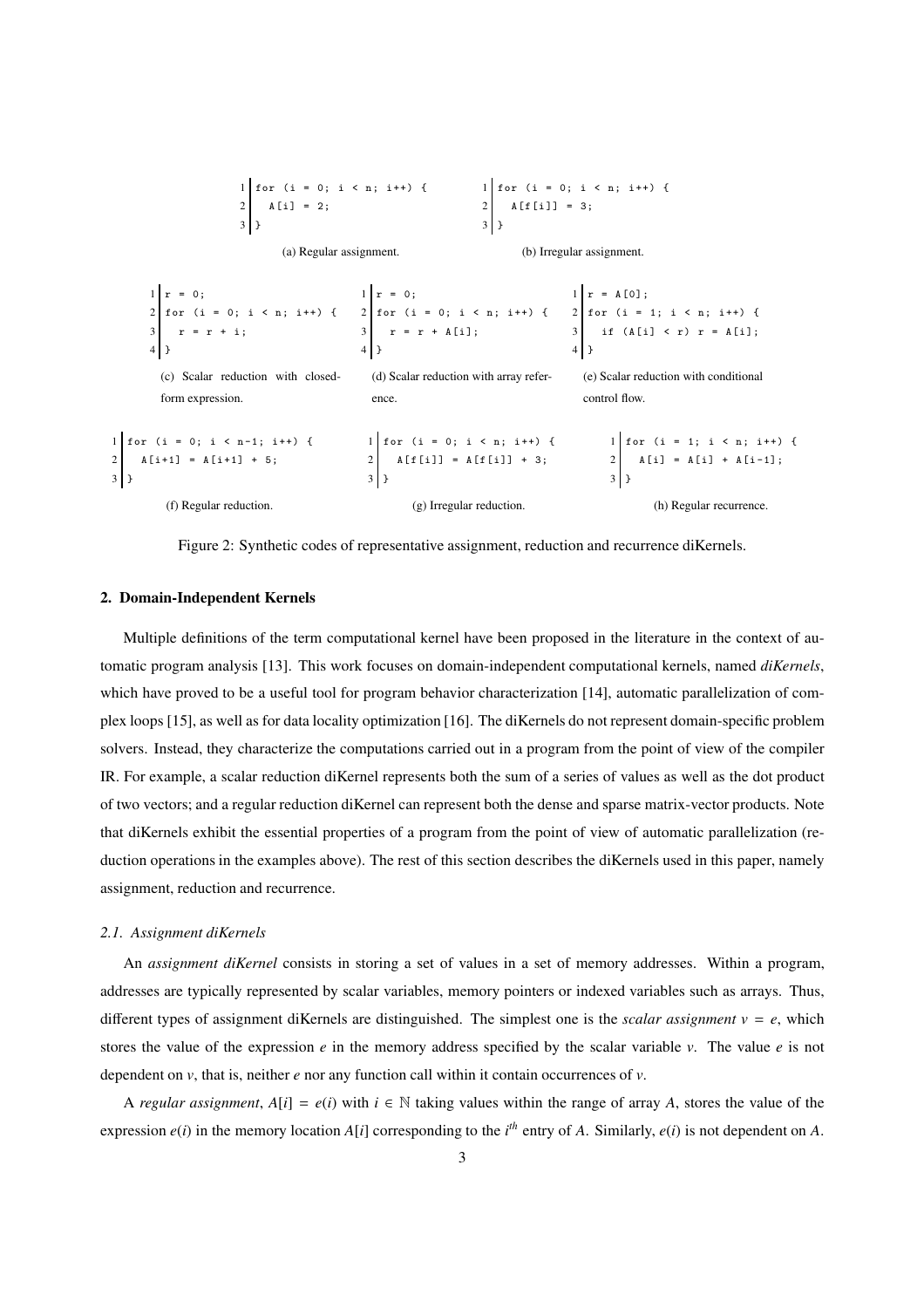```
for (i = 0; i < n; i++) {
  A[i] = 2;
}
```

(a) Regular assignment.

```
for (i = 0; i < n; i++) {
  A[f[i]] = 3;
}
```

(b) Irregular assignment.

```
r = 0;
for (i = 0; i < n; i++) {
  r = r + i;
}
```

(c) Scalar reduction with closed-form expression.

```
r = 0;
for (i = 0; i < n; i++) {
  r = r + A[i];
}
```

(d) Scalar reduction with array reference.

```
r = A[0];
for (i = 1; i < n; i++) {
  if (A[i] < r) r = A[i];
}
```

(e) Scalar reduction with conditional control flow.

```
for (i = 0; i < n-1; i++) {
  A[i+1] = A[i+1] + 5;
}
```

(f) Regular reduction.

```
for (i = 0; i < n; i++) {
  A[f[i]] = A[f[i]] + 3;
}
```

(g) Irregular reduction.

```
for (i = 1; i < n; i++) {
  A[i] = A[i] + A[i-1];
}
```

(h) Regular recurrence.

Figure 2: Synthetic codes of representative assignment, reduction and recurrence diKernels.

## 2. Domain-Independent Kernels

Multiple definitions of the term computational kernel have been proposed in the literature in the context of automatic program analysis [13]. This work focuses on domain-independent computational kernels, named *diKernels*, which have proved to be a useful tool for program behavior characterization [14], automatic parallelization of complex loops [15], as well as for data locality optimization [16]. The diKernels do not represent domain-specific problem solvers. Instead, they characterize the computations carried out in a program from the point of view of the compiler IR. For example, a scalar reduction diKernel represents both the sum of a series of values as well as the dot product of two vectors; and a regular reduction diKernel can represent both the dense and sparse matrix-vector products. Note that diKernels exhibit the essential properties of a program from the point of view of automatic parallelization (reduction operations in the examples above). The rest of this section describes the diKernels used in this paper, namely assignment, reduction and recurrence.

### 2.1. Assignment diKernels

An *assignment diKernel* consists in storing a set of values in a set of memory addresses. Within a program, addresses are typically represented by scalar variables, memory pointers or indexed variables such as arrays. Thus, different types of assignment diKernels are distinguished. The simplest one is the *scalar assignment* $v = e$, which stores the value of the expression $e$ in the memory address specified by the scalar variable $v$. The value $e$ is not dependent on $v$, that is, neither $e$ nor any function call within it contain occurrences of $v$.

A *regular assignment*, $A[i] = e(i)$ with $i \in \mathbb{N}$ taking values within the range of array $A$, stores the value of the expression $e(i)$ in the memory location $A[i]$ corresponding to the $i^{th}$ entry of $A$. Similarly, $e(i)$ is not dependent on $A$.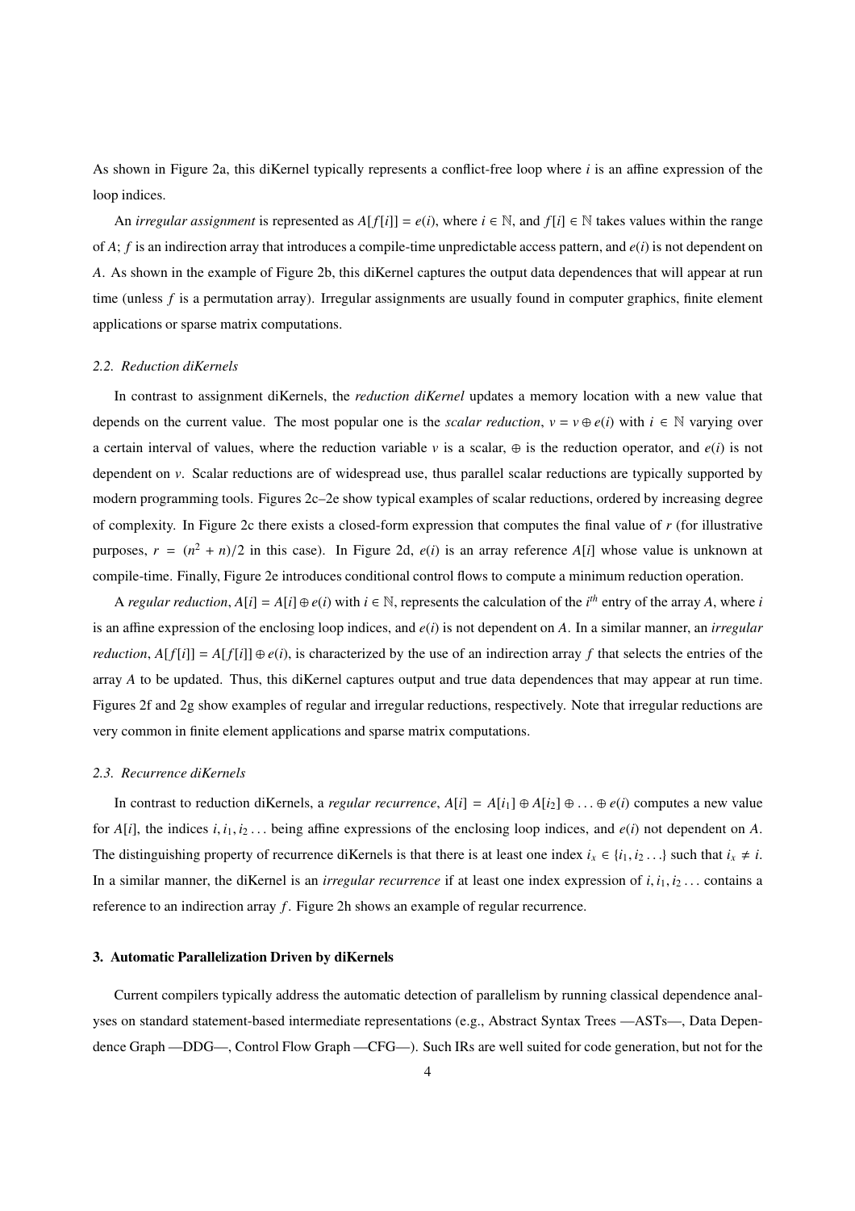As shown in Figure 2a, this diKernel typically represents a conflict-free loop where $i$ is an affine expression of the loop indices.

An *irregular assignment* is represented as $A[f[i]] = e(i)$, where $i \in \mathbb{N}$, and $f[i] \in \mathbb{N}$ takes values within the range of $A$; $f$ is an indirection array that introduces a compile-time unpredictable access pattern, and $e(i)$ is not dependent on $A$. As shown in the example of Figure 2b, this diKernel captures the output data dependences that will appear at run time (unless $f$ is a permutation array). Irregular assignments are usually found in computer graphics, finite element applications or sparse matrix computations.

### 2.2. Reduction diKernels

In contrast to assignment diKernels, the *reduction diKernel* updates a memory location with a new value that depends on the current value. The most popular one is the *scalar reduction*, $v = v \oplus e(i)$ with $i \in \mathbb{N}$ varying over a certain interval of values, where the reduction variable $v$ is a scalar, $\oplus$ is the reduction operator, and $e(i)$ is not dependent on $v$. Scalar reductions are of widespread use, thus parallel scalar reductions are typically supported by modern programming tools. Figures 2c–2e show typical examples of scalar reductions, ordered by increasing degree of complexity. In Figure 2c there exists a closed-form expression that computes the final value of $r$ (for illustrative purposes, $r = (n^2 + n)/2$ in this case). In Figure 2d, $e(i)$ is an array reference $A[i]$ whose value is unknown at compile-time. Finally, Figure 2e introduces conditional control flows to compute a minimum reduction operation.

A *regular reduction*, $A[i] = A[i] \oplus e(i)$ with $i \in \mathbb{N}$, represents the calculation of the $i^{th}$ entry of the array $A$, where $i$ is an affine expression of the enclosing loop indices, and $e(i)$ is not dependent on $A$. In a similar manner, an *irregular reduction*, $A[f[i]] = A[f[i]] \oplus e(i)$, is characterized by the use of an indirection array $f$ that selects the entries of the array $A$ to be updated. Thus, this diKernel captures output and true data dependences that may appear at run time. Figures 2f and 2g show examples of regular and irregular reductions, respectively. Note that irregular reductions are very common in finite element applications and sparse matrix computations.

### 2.3. Recurrence diKernels

In contrast to reduction diKernels, a *regular recurrence*, $A[i] = A[i_1] \oplus A[i_2] \oplus \ldots \oplus e(i)$ computes a new value for $A[i]$, the indices $i, i_1, i_2 \ldots$ being affine expressions of the enclosing loop indices, and $e(i)$ not dependent on $A$. The distinguishing property of recurrence diKernels is that there is at least one index $i_x \in \{i_1, i_2 \ldots\}$ such that $i_x \neq i$. In a similar manner, the diKernel is an *irregular recurrence* if at least one index expression of $i, i_1, i_2 \ldots$ contains a reference to an indirection array $f$. Figure 2h shows an example of regular recurrence.

## 3. Automatic Parallelization Driven by diKernels

Current compilers typically address the automatic detection of parallelism by running classical dependence analyses on standard statement-based intermediate representations (e.g., Abstract Syntax Trees —ASTs—, Data Dependence Graph —DDG—, Control Flow Graph —CFG—). Such IRs are well suited for code generation, but not for the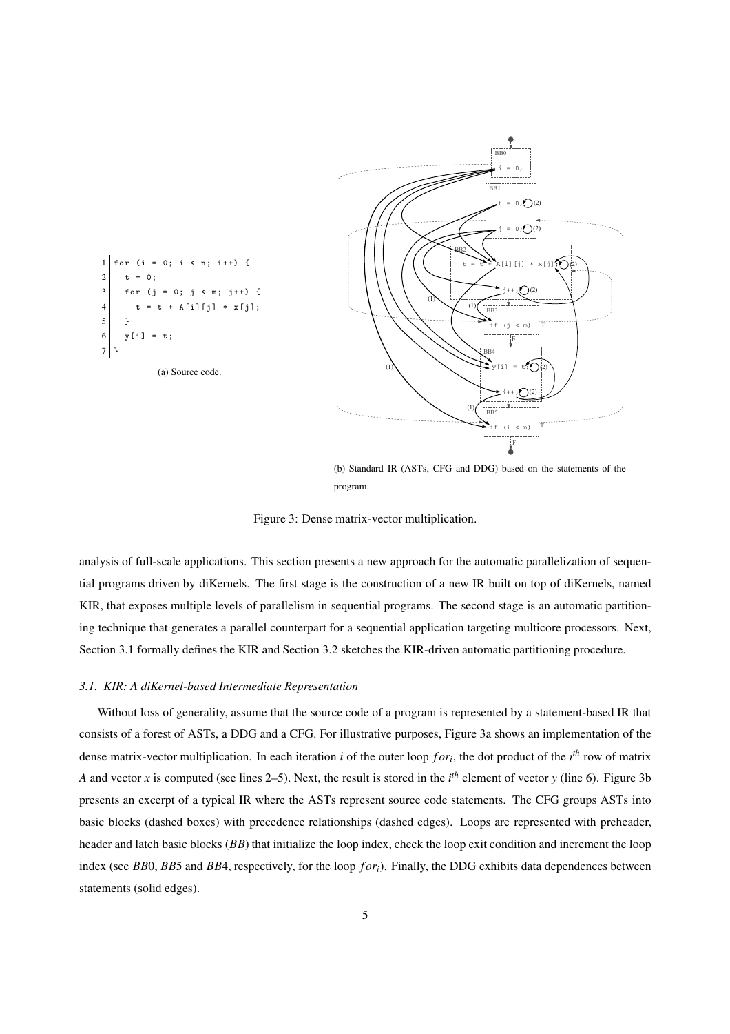```
1 for (i = 0; i < n; i++) {
2   t = 0;
3   for (j = 0; j < m; j++) {
4     t = t + A[i][j] * x[j];
5   }
6   y[i] = t;
7 }
```

(a) Source code.

(b) Standard IR (ASTs, CFG and DDG) based on the statements of the program.

Figure 3: Dense matrix-vector multiplication.

analysis of full-scale applications. This section presents a new approach for the automatic parallelization of sequential programs driven by diKernels. The first stage is the construction of a new IR built on top of diKernels, named KIR, that exposes multiple levels of parallelism in sequential programs. The second stage is an automatic partitioning technique that generates a parallel counterpart for a sequential application targeting multicore processors. Next, Section 3.1 formally defines the KIR and Section 3.2 sketches the KIR-driven automatic partitioning procedure.

### *3.1. KIR: A diKernel-based Intermediate Representation*

Without loss of generality, assume that the source code of a program is represented by a statement-based IR that consists of a forest of ASTs, a DDG and a CFG. For illustrative purposes, Figure 3a shows an implementation of the dense matrix-vector multiplication. In each iteration $i$ of the outer loop $for_i$, the dot product of the $i^{th}$ row of matrix $A$ and vector $x$ is computed (see lines 2–5). Next, the result is stored in the $i^{th}$ element of vector $y$ (line 6). Figure 3b presents an excerpt of a typical IR where the ASTs represent source code statements. The CFG groups ASTs into basic blocks (dashed boxes) with precedence relationships (dashed edges). Loops are represented with preheader, header and latch basic blocks ($BB$) that initialize the loop index, check the loop exit condition and increment the loop index (see $BB0$, $BB5$ and $BB4$, respectively, for the loop $for_i$). Finally, the DDG exhibits data dependences between statements (solid edges).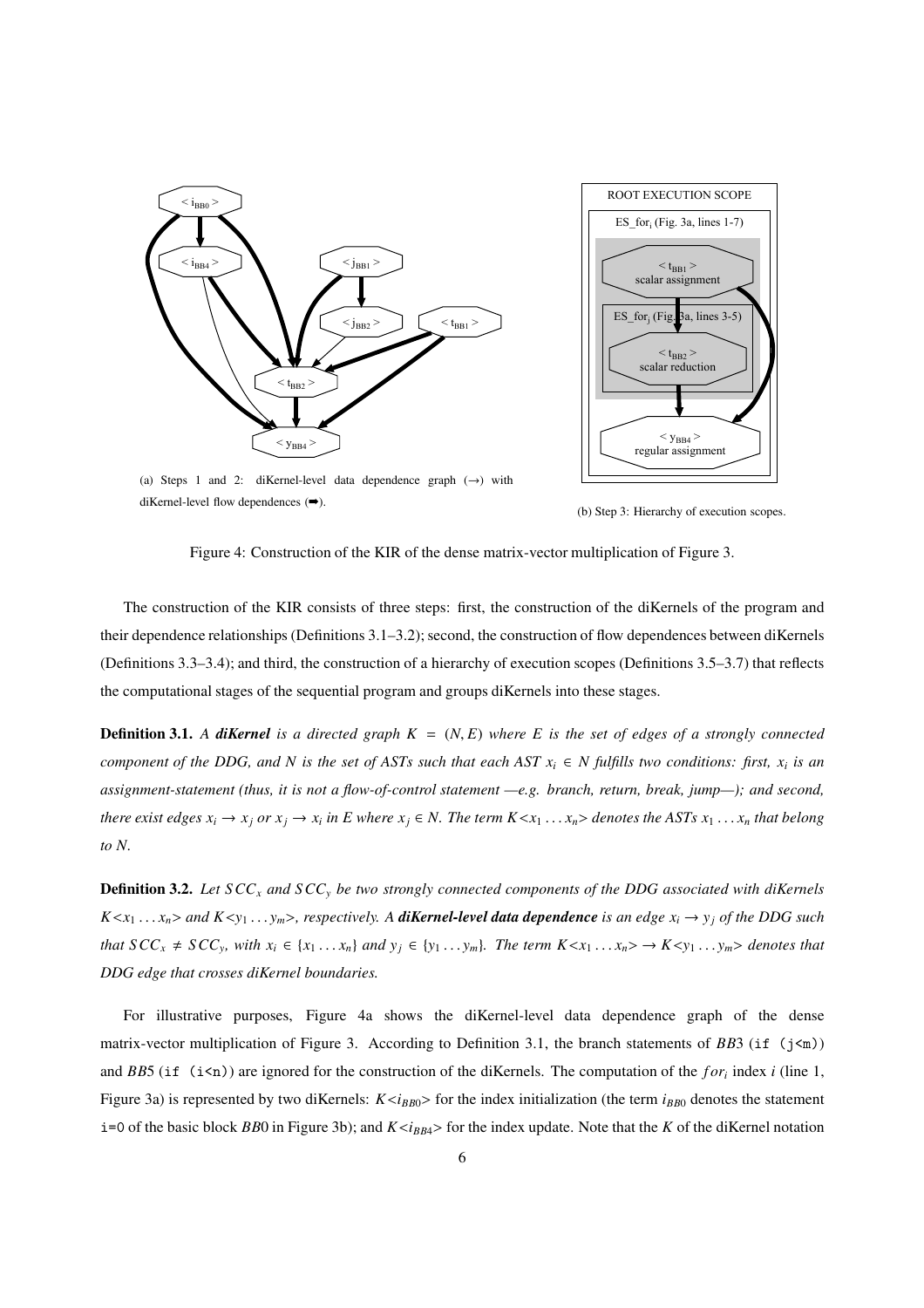(a) Steps 1 and 2: diKernel-level data dependence graph (→) with diKernel-level flow dependences (➡).

(b) Step 3: Hierarchy of execution scopes.

Figure 4: Construction of the KIR of the dense matrix-vector multiplication of Figure 3.

The construction of the KIR consists of three steps: first, the construction of the diKernels of the program and their dependence relationships (Definitions 3.1–3.2); second, the construction of flow dependences between diKernels (Definitions 3.3–3.4); and third, the construction of a hierarchy of execution scopes (Definitions 3.5–3.7) that reflects the computational stages of the sequential program and groups diKernels into these stages.

**Definition 3.1.** *A **diKernel** is a directed graph $K = (N, E)$ where $E$ is the set of edges of a strongly connected component of the DDG, and $N$ is the set of ASTs such that each AST $x_i \in N$ fulfills two conditions: first, $x_i$ is an assignment-statement (thus, it is not a flow-of-control statement —e.g. branch, return, break, jump—); and second, there exist edges $x_i \rightarrow x_j$ or $x_j \rightarrow x_i$ in $E$ where $x_j \in N$. The term $K{<}x_1 \dots x_n{>}$ denotes the ASTs $x_1 \dots x_n$ that belong to $N$.*

**Definition 3.2.** *Let $SCC_x$ and $SCC_y$ be two strongly connected components of the DDG associated with diKernels $K{<}x_1 \dots x_n{>}$ and $K{<}y_1 \dots y_m{>}$, respectively. A **diKernel-level data dependence** is an edge $x_i \rightarrow y_j$ of the DDG such that $SCC_x \neq SCC_y$, with $x_i \in \{x_1 \dots x_n\}$ and $y_j \in \{y_1 \dots y_m\}$. The term $K{<}x_1 \dots x_n{>} \rightarrow K{<}y_1 \dots y_m{>}$ denotes that DDG edge that crosses diKernel boundaries.*

For illustrative purposes, Figure 4a shows the diKernel-level data dependence graph of the dense matrix-vector multiplication of Figure 3. According to Definition 3.1, the branch statements of $BB3$ (`if (j<m)`) and $BB5$ (`if (i<n)`) are ignored for the construction of the diKernels. The computation of the $for_i$ index $i$ (line 1, Figure 3a) is represented by two diKernels: $K{<}i_{BB0}{>}$ for the index initialization (the term $i_{BB0}$ denotes the statement `i=0` of the basic block $BB0$ in Figure 3b); and $K{<}i_{BB4}{>}$ for the index update. Note that the $K$ of the diKernel notation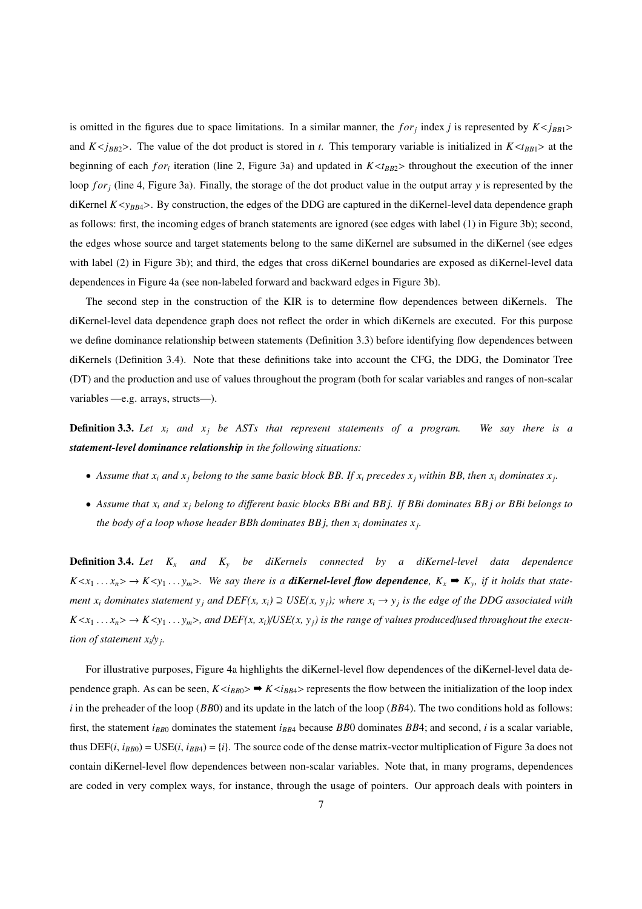is omitted in the figures due to space limitations. In a similar manner, the $for_j$ index $j$ is represented by $K{<}j_{BB1}{>}$ and $K{<}j_{BB2}{>}$. The value of the dot product is stored in $t$. This temporary variable is initialized in $K{<}t_{BB1}{>}$ at the beginning of each $for_i$ iteration (line 2, Figure 3a) and updated in $K{<}t_{BB2}{>}$ throughout the execution of the inner loop $for_j$ (line 4, Figure 3a). Finally, the storage of the dot product value in the output array $y$ is represented by the diKernel $K{<}y_{BB4}{>}$. By construction, the edges of the DDG are captured in the diKernel-level data dependence graph as follows: first, the incoming edges of branch statements are ignored (see edges with label (1) in Figure 3b); second, the edges whose source and target statements belong to the same diKernel are subsumed in the diKernel (see edges with label (2) in Figure 3b); and third, the edges that cross diKernel boundaries are exposed as diKernel-level data dependences in Figure 4a (see non-labeled forward and backward edges in Figure 3b).

The second step in the construction of the KIR is to determine flow dependences between diKernels. The diKernel-level data dependence graph does not reflect the order in which diKernels are executed. For this purpose we define dominance relationship between statements (Definition 3.3) before identifying flow dependences between diKernels (Definition 3.4). Note that these definitions take into account the CFG, the DDG, the Dominator Tree (DT) and the production and use of values throughout the program (both for scalar variables and ranges of non-scalar variables —e.g. arrays, structs—).

**Definition 3.3.** *Let $x_i$ and $x_j$ be ASTs that represent statements of a program. We say there is a* ***statement-level dominance relationship*** *in the following situations:*

- *Assume that $x_i$ and $x_j$ belong to the same basic block BB. If $x_i$ precedes $x_j$ within BB, then $x_i$ dominates $x_j$.*
- *Assume that $x_i$ and $x_j$ belong to different basic blocks BBi and BBj. If BBi dominates BBj or BBi belongs to the body of a loop whose header BBh dominates BBj, then $x_i$ dominates $x_j$.*

**Definition 3.4.** *Let $K_x$ and $K_y$ be diKernels connected by a diKernel-level data dependence $K{<}x_1 \dots x_n{>} \rightarrow K{<}y_1 \dots y_m{>}$. We say there is a* ***diKernel-level flow dependence****, $K_x \Rightarrow K_y$, if it holds that statement $x_i$ dominates statement $y_j$ and $DEF(x, x_i) \supseteq USE(x, y_j)$; where $x_i \rightarrow y_j$ is the edge of the DDG associated with $K{<}x_1 \dots x_n{>} \rightarrow K{<}y_1 \dots y_m{>}$, and $DEF(x, x_i)$/$USE(x, y_j)$ is the range of values produced/used throughout the execution of statement $x_i$/$y_j$.*

For illustrative purposes, Figure 4a highlights the diKernel-level flow dependences of the diKernel-level data dependence graph. As can be seen, $K{<}i_{BB0}{>} \Rightarrow K{<}i_{BB4}{>}$ represents the flow between the initialization of the loop index $i$ in the preheader of the loop ($BB0$) and its update in the latch of the loop ($BB4$). The two conditions hold as follows: first, the statement $i_{BB0}$ dominates the statement $i_{BB4}$ because $BB0$ dominates $BB4$; and second, $i$ is a scalar variable, thus $\text{DEF}(i, i_{BB0}) = \text{USE}(i, i_{BB4}) = \{i\}$. The source code of the dense matrix-vector multiplication of Figure 3a does not contain diKernel-level flow dependences between non-scalar variables. Note that, in many programs, dependences are coded in very complex ways, for instance, through the usage of pointers. Our approach deals with pointers in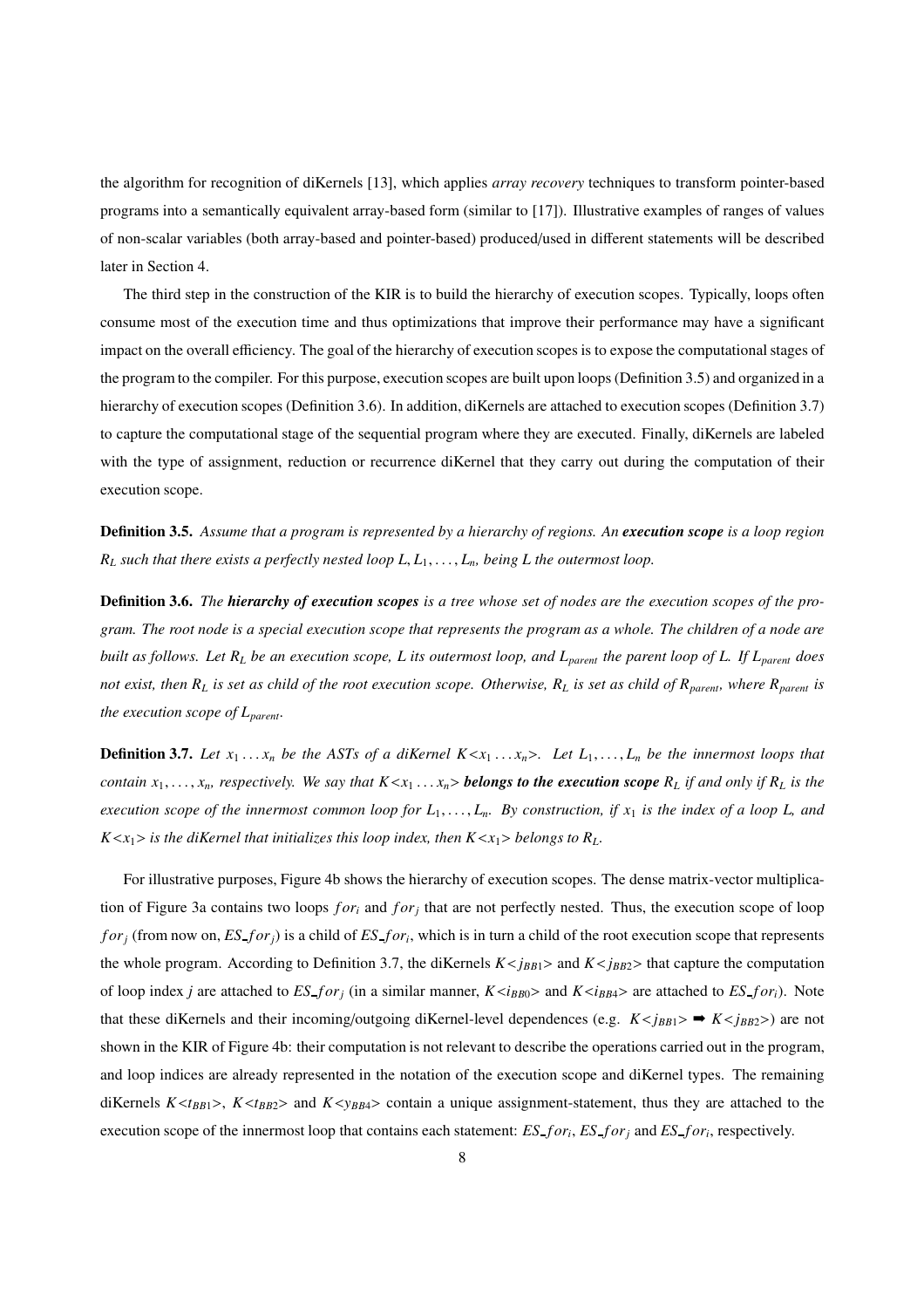the algorithm for recognition of diKernels [13], which applies *array recovery* techniques to transform pointer-based programs into a semantically equivalent array-based form (similar to [17]). Illustrative examples of ranges of values of non-scalar variables (both array-based and pointer-based) produced/used in different statements will be described later in Section 4.

The third step in the construction of the KIR is to build the hierarchy of execution scopes. Typically, loops often consume most of the execution time and thus optimizations that improve their performance may have a significant impact on the overall efficiency. The goal of the hierarchy of execution scopes is to expose the computational stages of the program to the compiler. For this purpose, execution scopes are built upon loops (Definition 3.5) and organized in a hierarchy of execution scopes (Definition 3.6). In addition, diKernels are attached to execution scopes (Definition 3.7) to capture the computational stage of the sequential program where they are executed. Finally, diKernels are labeled with the type of assignment, reduction or recurrence diKernel that they carry out during the computation of their execution scope.

**Definition 3.5.** *Assume that a program is represented by a hierarchy of regions. An **execution scope** is a loop region $R_L$ such that there exists a perfectly nested loop $L, L_1, \ldots, L_n$, being $L$ the outermost loop.*

**Definition 3.6.** *The **hierarchy of execution scopes** is a tree whose set of nodes are the execution scopes of the program. The root node is a special execution scope that represents the program as a whole. The children of a node are built as follows. Let $R_L$ be an execution scope, $L$ its outermost loop, and $L_{parent}$ the parent loop of $L$. If $L_{parent}$ does not exist, then $R_L$ is set as child of the root execution scope. Otherwise, $R_L$ is set as child of $R_{parent}$, where $R_{parent}$ is the execution scope of $L_{parent}$.*

**Definition 3.7.** *Let $x_1 \ldots x_n$ be the ASTs of a diKernel $K{<}x_1 \ldots x_n{>}$. Let $L_1, \ldots, L_n$ be the innermost loops that contain $x_1, \ldots, x_n$, respectively. We say that $K{<}x_1 \ldots x_n{>}$ **belongs to the execution scope** $R_L$ if and only if $R_L$ is the execution scope of the innermost common loop for $L_1, \ldots, L_n$. By construction, if $x_1$ is the index of a loop $L$, and $K{<}x_1{>}$ is the diKernel that initializes this loop index, then $K{<}x_1{>}$ belongs to $R_L$.*

For illustrative purposes, Figure 4b shows the hierarchy of execution scopes. The dense matrix-vector multiplication of Figure 3a contains two loops $for_i$ and $for_j$ that are not perfectly nested. Thus, the execution scope of loop $for_j$ (from now on, $ES\_for_j$) is a child of $ES\_for_i$, which is in turn a child of the root execution scope that represents the whole program. According to Definition 3.7, the diKernels $K{<}j_{BB1}{>}$ and $K{<}j_{BB2}{>}$ that capture the computation of loop index $j$ are attached to $ES\_for_j$ (in a similar manner, $K{<}i_{BB0}{>}$ and $K{<}i_{BB4}{>}$ are attached to $ES\_for_i$). Note that these diKernels and their incoming/outgoing diKernel-level dependences (e.g. $K{<}j_{BB1}{>} \Rightarrow K{<}j_{BB2}{>}$) are not shown in the KIR of Figure 4b: their computation is not relevant to describe the operations carried out in the program, and loop indices are already represented in the notation of the execution scope and diKernel types. The remaining diKernels $K{<}t_{BB1}{>}$, $K{<}t_{BB2}{>}$ and $K{<}y_{BB4}{>}$ contain a unique assignment-statement, thus they are attached to the execution scope of the innermost loop that contains each statement: $ES\_for_i$, $ES\_for_j$ and $ES\_for_i$, respectively.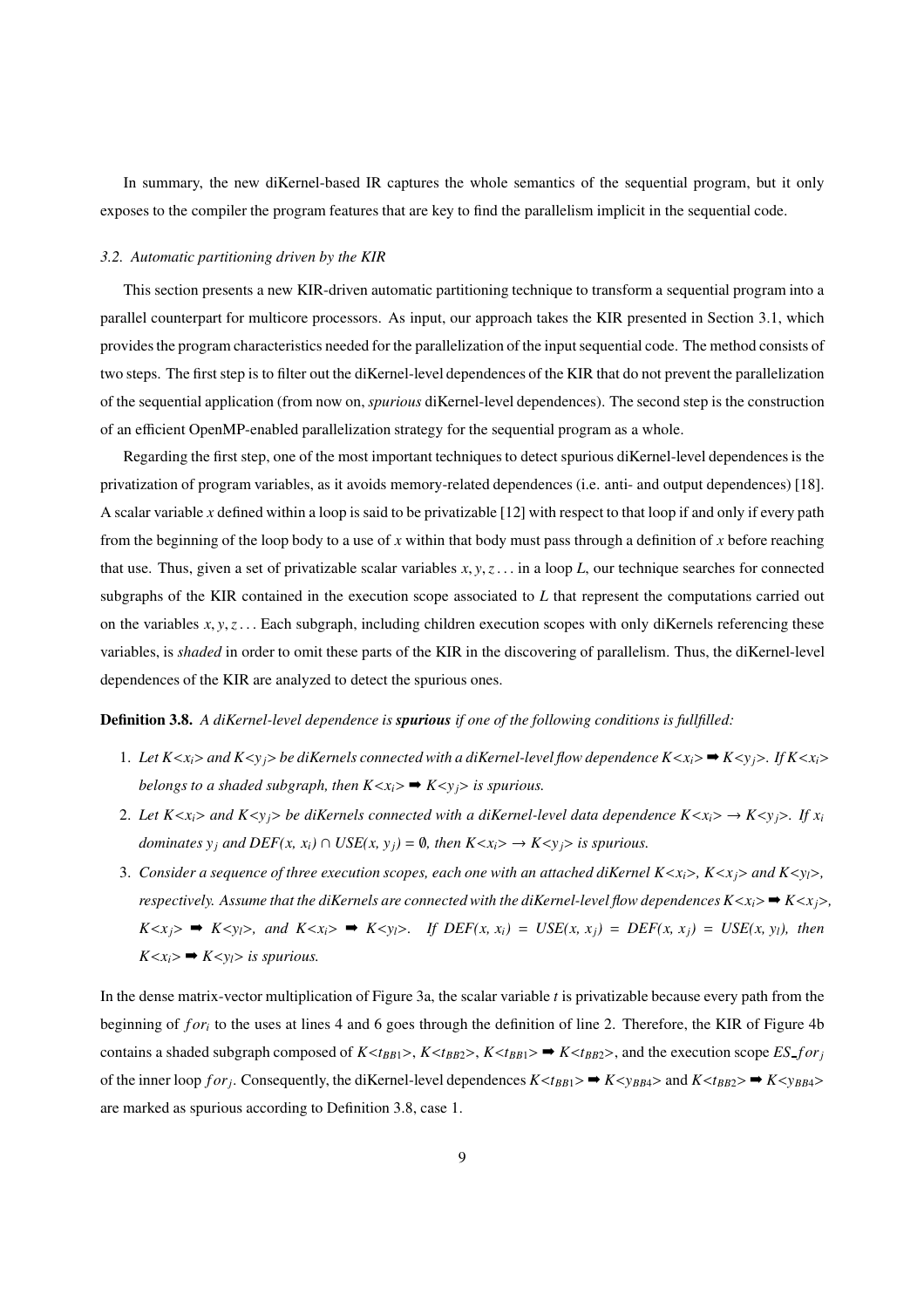In summary, the new diKernel-based IR captures the whole semantics of the sequential program, but it only exposes to the compiler the program features that are key to find the parallelism implicit in the sequential code.

### 3.2. Automatic partitioning driven by the KIR

This section presents a new KIR-driven automatic partitioning technique to transform a sequential program into a parallel counterpart for multicore processors. As input, our approach takes the KIR presented in Section 3.1, which provides the program characteristics needed for the parallelization of the input sequential code. The method consists of two steps. The first step is to filter out the diKernel-level dependences of the KIR that do not prevent the parallelization of the sequential application (from now on, *spurious* diKernel-level dependences). The second step is the construction of an efficient OpenMP-enabled parallelization strategy for the sequential program as a whole.

Regarding the first step, one of the most important techniques to detect spurious diKernel-level dependences is the privatization of program variables, as it avoids memory-related dependences (i.e. anti- and output dependences) [18]. A scalar variable $x$ defined within a loop is said to be privatizable [12] with respect to that loop if and only if every path from the beginning of the loop body to a use of $x$ within that body must pass through a definition of $x$ before reaching that use. Thus, given a set of privatizable scalar variables $x, y, z \ldots$ in a loop $L$, our technique searches for connected subgraphs of the KIR contained in the execution scope associated to $L$ that represent the computations carried out on the variables $x, y, z \ldots$ Each subgraph, including children execution scopes with only diKernels referencing these variables, is *shaded* in order to omit these parts of the KIR in the discovering of parallelism. Thus, the diKernel-level dependences of the KIR are analyzed to detect the spurious ones.

**Definition 3.8.** *A diKernel-level dependence is* ***spurious*** *if one of the following conditions is fullfilled:*

1. *Let $K{<}x_i{>}$ and $K{<}y_j{>}$ be diKernels connected with a diKernel-level flow dependence $K{<}x_i{>} \Rightarrow K{<}y_j{>}$. If $K{<}x_i{>}$ belongs to a shaded subgraph, then $K{<}x_i{>} \Rightarrow K{<}y_j{>}$ is spurious.*
2. *Let $K{<}x_i{>}$ and $K{<}y_j{>}$ be diKernels connected with a diKernel-level data dependence $K{<}x_i{>} \rightarrow K{<}y_j{>}$. If $x_i$ dominates $y_j$ and $DEF(x, x_i) \cap USE(x, y_j) = \emptyset$, then $K{<}x_i{>} \rightarrow K{<}y_j{>}$ is spurious.*
3. *Consider a sequence of three execution scopes, each one with an attached diKernel $K{<}x_i{>}$, $K{<}x_j{>}$ and $K{<}y_l{>}$, respectively. Assume that the diKernels are connected with the diKernel-level flow dependences $K{<}x_i{>} \Rightarrow K{<}x_j{>}$, $K{<}x_j{>} \Rightarrow K{<}y_l{>}$, and $K{<}x_i{>} \Rightarrow K{<}y_l{>}$. If $DEF(x, x_i) = USE(x, x_j) = DEF(x, x_j) = USE(x, y_l)$, then $K{<}x_i{>} \Rightarrow K{<}y_l{>}$ is spurious.*

In the dense matrix-vector multiplication of Figure 3a, the scalar variable $t$ is privatizable because every path from the beginning of $for_i$ to the uses at lines 4 and 6 goes through the definition of line 2. Therefore, the KIR of Figure 4b contains a shaded subgraph composed of $K{<}t_{BB1}{>}$, $K{<}t_{BB2}{>}$, $K{<}t_{BB1}{>} \Rightarrow K{<}t_{BB2}{>}$, and the execution scope $ES\_for_j$ of the inner loop $for_j$. Consequently, the diKernel-level dependences $K{<}t_{BB1}{>} \Rightarrow K{<}y_{BB4}{>}$ and $K{<}t_{BB2}{>} \Rightarrow K{<}y_{BB4}{>}$ are marked as spurious according to Definition 3.8, case 1.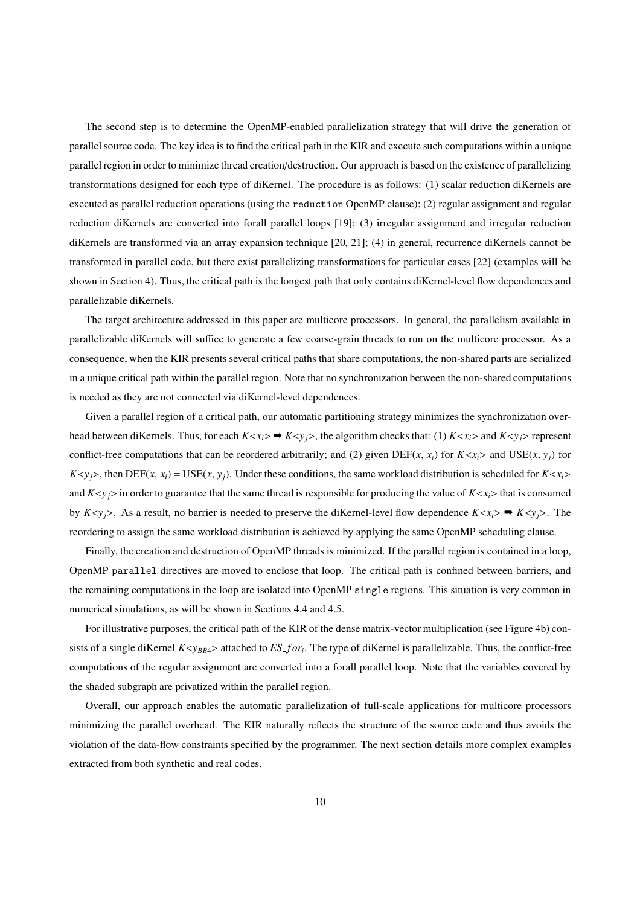The second step is to determine the OpenMP-enabled parallelization strategy that will drive the generation of parallel source code. The key idea is to find the critical path in the KIR and execute such computations within a unique parallel region in order to minimize thread creation/destruction. Our approach is based on the existence of parallelizing transformations designed for each type of diKernel. The procedure is as follows: (1) scalar reduction diKernels are executed as parallel reduction operations (using the `reduction` OpenMP clause); (2) regular assignment and regular reduction diKernels are converted into forall parallel loops [19]; (3) irregular assignment and irregular reduction diKernels are transformed via an array expansion technique [20, 21]; (4) in general, recurrence diKernels cannot be transformed in parallel code, but there exist parallelizing transformations for particular cases [22] (examples will be shown in Section 4). Thus, the critical path is the longest path that only contains diKernel-level flow dependences and parallelizable diKernels.

The target architecture addressed in this paper are multicore processors. In general, the parallelism available in parallelizable diKernels will suffice to generate a few coarse-grain threads to run on the multicore processor. As a consequence, when the KIR presents several critical paths that share computations, the non-shared parts are serialized in a unique critical path within the parallel region. Note that no synchronization between the non-shared computations is needed as they are not connected via diKernel-level dependences.

Given a parallel region of a critical path, our automatic partitioning strategy minimizes the synchronization overhead between diKernels. Thus, for each $K{<}x_i{>} \Rightarrow K{<}y_j{>}$, the algorithm checks that: (1) $K{<}x_i{>}$ and $K{<}y_j{>}$ represent conflict-free computations that can be reordered arbitrarily; and (2) given DEF($x$, $x_i$) for $K{<}x_i{>}$ and USE($x$, $y_j$) for $K{<}y_j{>}$, then DEF($x$, $x_i$) = USE($x$, $y_j$). Under these conditions, the same workload distribution is scheduled for $K{<}x_i{>}$ and $K{<}y_j{>}$ in order to guarantee that the same thread is responsible for producing the value of $K{<}x_i{>}$ that is consumed by $K{<}y_j{>}$. As a result, no barrier is needed to preserve the diKernel-level flow dependence $K{<}x_i{>} \Rightarrow K{<}y_j{>}$. The reordering to assign the same workload distribution is achieved by applying the same OpenMP scheduling clause.

Finally, the creation and destruction of OpenMP threads is minimized. If the parallel region is contained in a loop, OpenMP `parallel` directives are moved to enclose that loop. The critical path is confined between barriers, and the remaining computations in the loop are isolated into OpenMP `single` regions. This situation is very common in numerical simulations, as will be shown in Sections 4.4 and 4.5.

For illustrative purposes, the critical path of the KIR of the dense matrix-vector multiplication (see Figure 4b) consists of a single diKernel $K{<}y_{BB4}{>}$ attached to $ES\_for_i$. The type of diKernel is parallelizable. Thus, the conflict-free computations of the regular assignment are converted into a forall parallel loop. Note that the variables covered by the shaded subgraph are privatized within the parallel region.

Overall, our approach enables the automatic parallelization of full-scale applications for multicore processors minimizing the parallel overhead. The KIR naturally reflects the structure of the source code and thus avoids the violation of the data-flow constraints specified by the programmer. The next section details more complex examples extracted from both synthetic and real codes.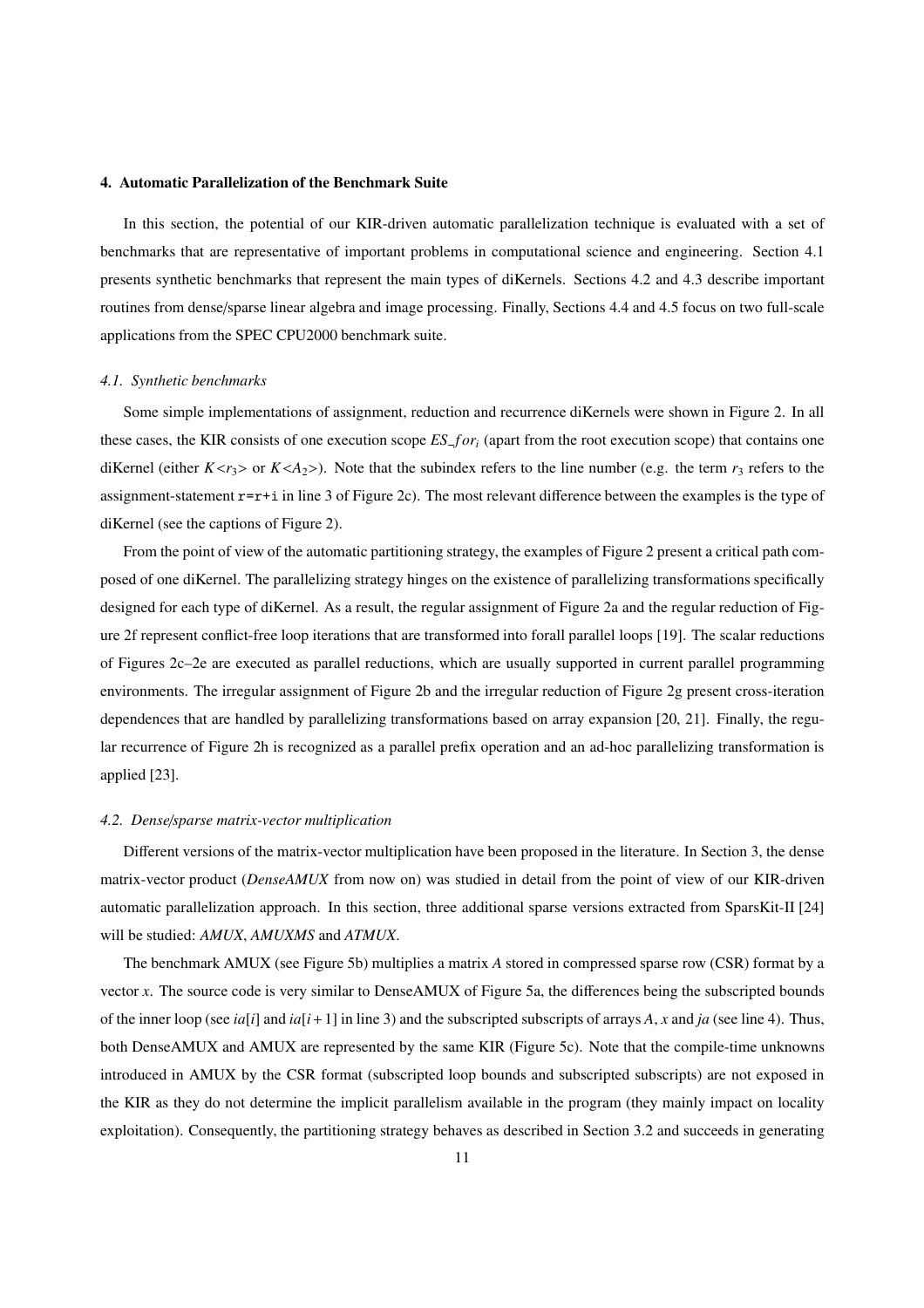## 4. Automatic Parallelization of the Benchmark Suite

In this section, the potential of our KIR-driven automatic parallelization technique is evaluated with a set of benchmarks that are representative of important problems in computational science and engineering. Section 4.1 presents synthetic benchmarks that represent the main types of diKernels. Sections 4.2 and 4.3 describe important routines from dense/sparse linear algebra and image processing. Finally, Sections 4.4 and 4.5 focus on two full-scale applications from the SPEC CPU2000 benchmark suite.

### *4.1. Synthetic benchmarks*

Some simple implementations of assignment, reduction and recurrence diKernels were shown in Figure 2. In all these cases, the KIR consists of one execution scope $ES\_for_i$ (apart from the root execution scope) that contains one diKernel (either $K{<}r_3{>}$ or $K{<}A_2{>}$). Note that the subindex refers to the line number (e.g. the term $r_3$ refers to the assignment-statement `r=r+i` in line 3 of Figure 2c). The most relevant difference between the examples is the type of diKernel (see the captions of Figure 2).

From the point of view of the automatic partitioning strategy, the examples of Figure 2 present a critical path composed of one diKernel. The parallelizing strategy hinges on the existence of parallelizing transformations specifically designed for each type of diKernel. As a result, the regular assignment of Figure 2a and the regular reduction of Figure 2f represent conflict-free loop iterations that are transformed into forall parallel loops [19]. The scalar reductions of Figures 2c–2e are executed as parallel reductions, which are usually supported in current parallel programming environments. The irregular assignment of Figure 2b and the irregular reduction of Figure 2g present cross-iteration dependences that are handled by parallelizing transformations based on array expansion [20, 21]. Finally, the regular recurrence of Figure 2h is recognized as a parallel prefix operation and an ad-hoc parallelizing transformation is applied [23].

### *4.2. Dense/sparse matrix-vector multiplication*

Different versions of the matrix-vector multiplication have been proposed in the literature. In Section 3, the dense matrix-vector product (*DenseAMUX* from now on) was studied in detail from the point of view of our KIR-driven automatic parallelization approach. In this section, three additional sparse versions extracted from SparsKit-II [24] will be studied: *AMUX*, *AMUXMS* and *ATMUX*.

The benchmark AMUX (see Figure 5b) multiplies a matrix $A$ stored in compressed sparse row (CSR) format by a vector $x$. The source code is very similar to DenseAMUX of Figure 5a, the differences being the subscripted bounds of the inner loop (see $ia[i]$ and $ia[i+1]$ in line 3) and the subscripted subscripts of arrays $A$, $x$ and $ja$ (see line 4). Thus, both DenseAMUX and AMUX are represented by the same KIR (Figure 5c). Note that the compile-time unknowns introduced in AMUX by the CSR format (subscripted loop bounds and subscripted subscripts) are not exposed in the KIR as they do not determine the implicit parallelism available in the program (they mainly impact on locality exploitation). Consequently, the partitioning strategy behaves as described in Section 3.2 and succeeds in generating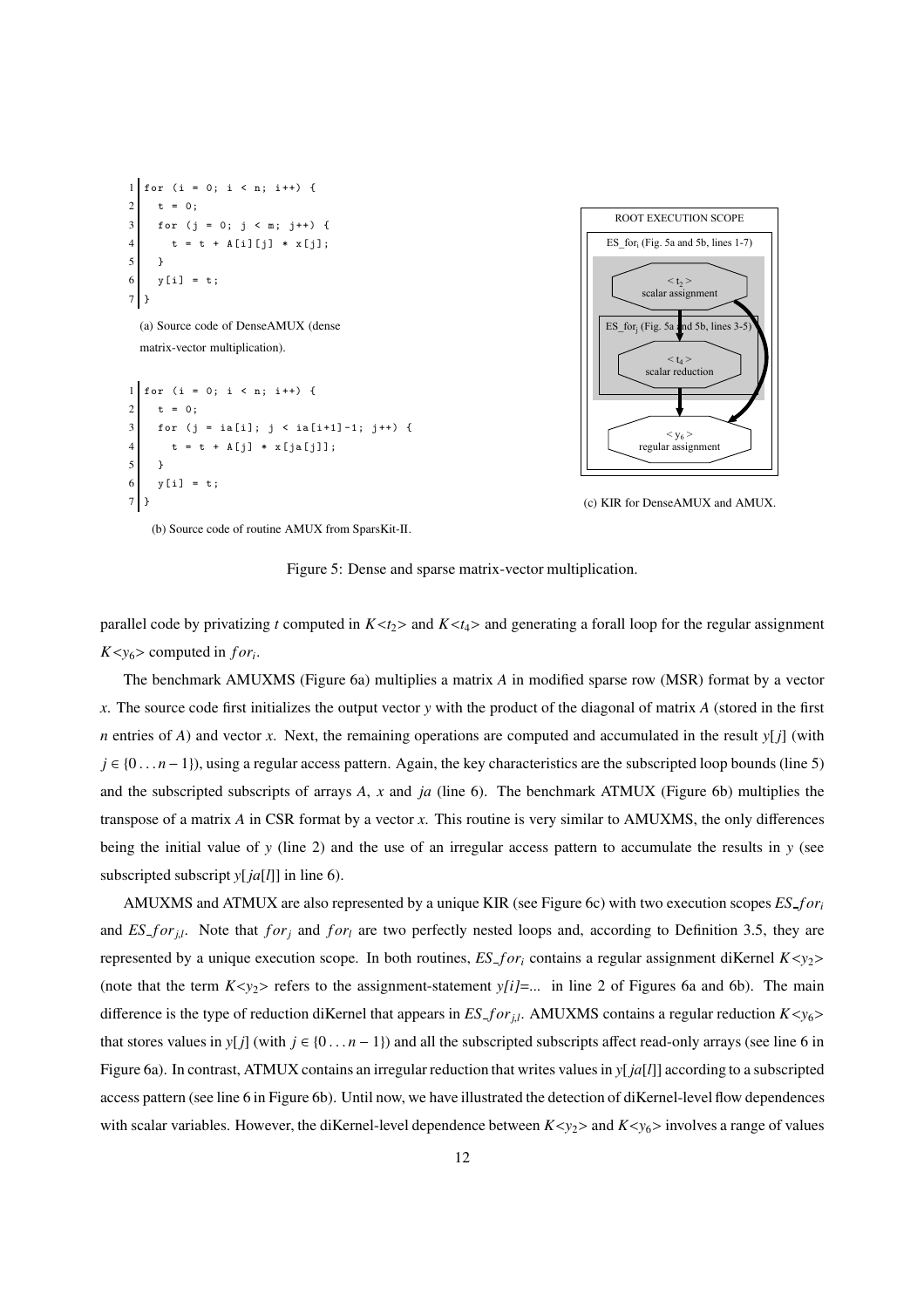```
1 for (i = 0; i < n; i++) {
2   t = 0;
3   for (j = 0; j < m; j++) {
4     t = t + A[i][j] * x[j];
5   }
6   y[i] = t;
7 }
```

(a) Source code of DenseAMUX (dense matrix-vector multiplication).

```
1 for (i = 0; i < n; i++) {
2   t = 0;
3   for (j = ia[i]; j < ia[i+1]-1; j++) {
4     t = t + A[j] * x[ja[j]];
5   }
6   y[i] = t;
7 }
```

(b) Source code of routine AMUX from SparsKit-II.

ROOT EXECUTION SCOPE
ES_for$_i$ (Fig. 5a and 5b, lines 1-7)
< $t_2$ > scalar assignment
ES_for$_j$ (Fig. 5a and 5b, lines 3-5)
< $t_4$ > scalar reduction
< $y_6$ > regular assignment

(c) KIR for DenseAMUX and AMUX.

Figure 5: Dense and sparse matrix-vector multiplication.

parallel code by privatizing $t$ computed in $K{<}t_2{>}$ and $K{<}t_4{>}$ and generating a forall loop for the regular assignment $K{<}y_6{>}$ computed in $for_i$.

The benchmark AMUXMS (Figure 6a) multiplies a matrix $A$ in modified sparse row (MSR) format by a vector $x$. The source code first initializes the output vector $y$ with the product of the diagonal of matrix $A$ (stored in the first $n$ entries of $A$) and vector $x$. Next, the remaining operations are computed and accumulated in the result $y[j]$ (with $j \in \{0 \ldots n-1\}$), using a regular access pattern. Again, the key characteristics are the subscripted loop bounds (line 5) and the subscripted subscripts of arrays $A$, $x$ and $ja$ (line 6). The benchmark ATMUX (Figure 6b) multiplies the transpose of a matrix $A$ in CSR format by a vector $x$. This routine is very similar to AMUXMS, the only differences being the initial value of $y$ (line 2) and the use of an irregular access pattern to accumulate the results in $y$ (see subscripted subscript $y[ja[l]]$ in line 6).

AMUXMS and ATMUX are also represented by a unique KIR (see Figure 6c) with two execution scopes $ES\_for_i$ and $ES\_for_{j,l}$. Note that $for_j$ and $for_l$ are two perfectly nested loops and, according to Definition 3.5, they are represented by a unique execution scope. In both routines, $ES\_for_i$ contains a regular assignment diKernel $K{<}y_2{>}$ (note that the term $K{<}y_2{>}$ refers to the assignment-statement *y[i]=...* in line 2 of Figures 6a and 6b). The main difference is the type of reduction diKernel that appears in $ES\_for_{j,l}$. AMUXMS contains a regular reduction $K{<}y_6{>}$ that stores values in $y[j]$ (with $j \in \{0 \ldots n-1\}$) and all the subscripted subscripts affect read-only arrays (see line 6 in Figure 6a). In contrast, ATMUX contains an irregular reduction that writes values in $y[ja[l]]$ according to a subscripted access pattern (see line 6 in Figure 6b). Until now, we have illustrated the detection of diKernel-level flow dependences with scalar variables. However, the diKernel-level dependence between $K{<}y_2{>}$ and $K{<}y_6{>}$ involves a range of values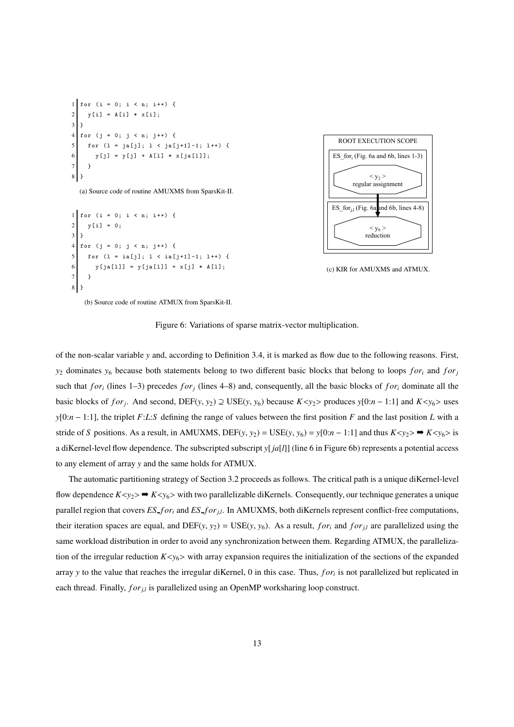```
1 for (i = 0; i < n; i++) {
2   y[i] = A[i] * x[i];
3 }
4 for (j = 0; j < n; j++) {
5   for (l = ja[j]; l < ja[j+1]-1; l++) {
6     y[j] = y[j] + A[l] * x[ja[l]];
7   }
8 }
```

(a) Source code of routine AMUXMS from SparsKit-II.

```
1 for (i = 0; i < n; i++) {
2   y[i] = 0;
3 }
4 for (j = 0; j < n; j++) {
5   for (l = ia[j]; l < ia[j+1]-1; l++) {
6     y[ja[l]] = y[ja[l]] + x[j] * A[l];
7   }
8 }
```

(b) Source code of routine ATMUX from SparsKit-II.

ROOT EXECUTION SCOPE

$ES\_for_i$ (Fig. 6a and 6b, lines 1-3)

$< y_2 >$ regular assignment

$ES\_for_{j,l}$ (Fig. 6a and 6b, lines 4-8)

$< y_6 >$ reduction

(c) KIR for AMUXMS and ATMUX.

Figure 6: Variations of sparse matrix-vector multiplication.

of the non-scalar variable $y$ and, according to Definition 3.4, it is marked as flow due to the following reasons. First, $y_2$ dominates $y_6$ because both statements belong to two different basic blocks that belong to loops $for_i$ and $for_j$ such that $for_i$ (lines 1–3) precedes $for_j$ (lines 4–8) and, consequently, all the basic blocks of $for_i$ dominate all the basic blocks of $for_j$. And second, DEF($y$, $y_2$) $\supseteq$ USE($y$, $y_6$) because $K{<}y_2{>}$ produces $y[0{:}n-1{:}1]$ and $K{<}y_6{>}$ uses $y[0{:}n-1{:}1]$, the triplet $F{:}L{:}S$ defining the range of values between the first position $F$ and the last position $L$ with a stride of $S$ positions. As a result, in AMUXMS, DEF($y$, $y_2$) = USE($y$, $y_6$) = $y[0{:}n-1{:}1]$ and thus $K{<}y_2{>} \Rightarrow K{<}y_6{>}$ is a diKernel-level flow dependence. The subscripted subscript $y[ja[l]]$ (line 6 in Figure 6b) represents a potential access to any element of array $y$ and the same holds for ATMUX.

The automatic partitioning strategy of Section 3.2 proceeds as follows. The critical path is a unique diKernel-level flow dependence $K{<}y_2{>} \Rightarrow K{<}y_6{>}$ with two parallelizable diKernels. Consequently, our technique generates a unique parallel region that covers $ES\_for_i$ and $ES\_for_{j,l}$. In AMUXMS, both diKernels represent conflict-free computations, their iteration spaces are equal, and DEF($y$, $y_2$) = USE($y$, $y_6$). As a result, $for_i$ and $for_{j,l}$ are parallelized using the same workload distribution in order to avoid any synchronization between them. Regarding ATMUX, the parallelization of the irregular reduction $K{<}y_6{>}$ with array expansion requires the initialization of the sections of the expanded array $y$ to the value that reaches the irregular diKernel, 0 in this case. Thus, $for_i$ is not parallelized but replicated in each thread. Finally, $for_{j,l}$ is parallelized using an OpenMP worksharing loop construct.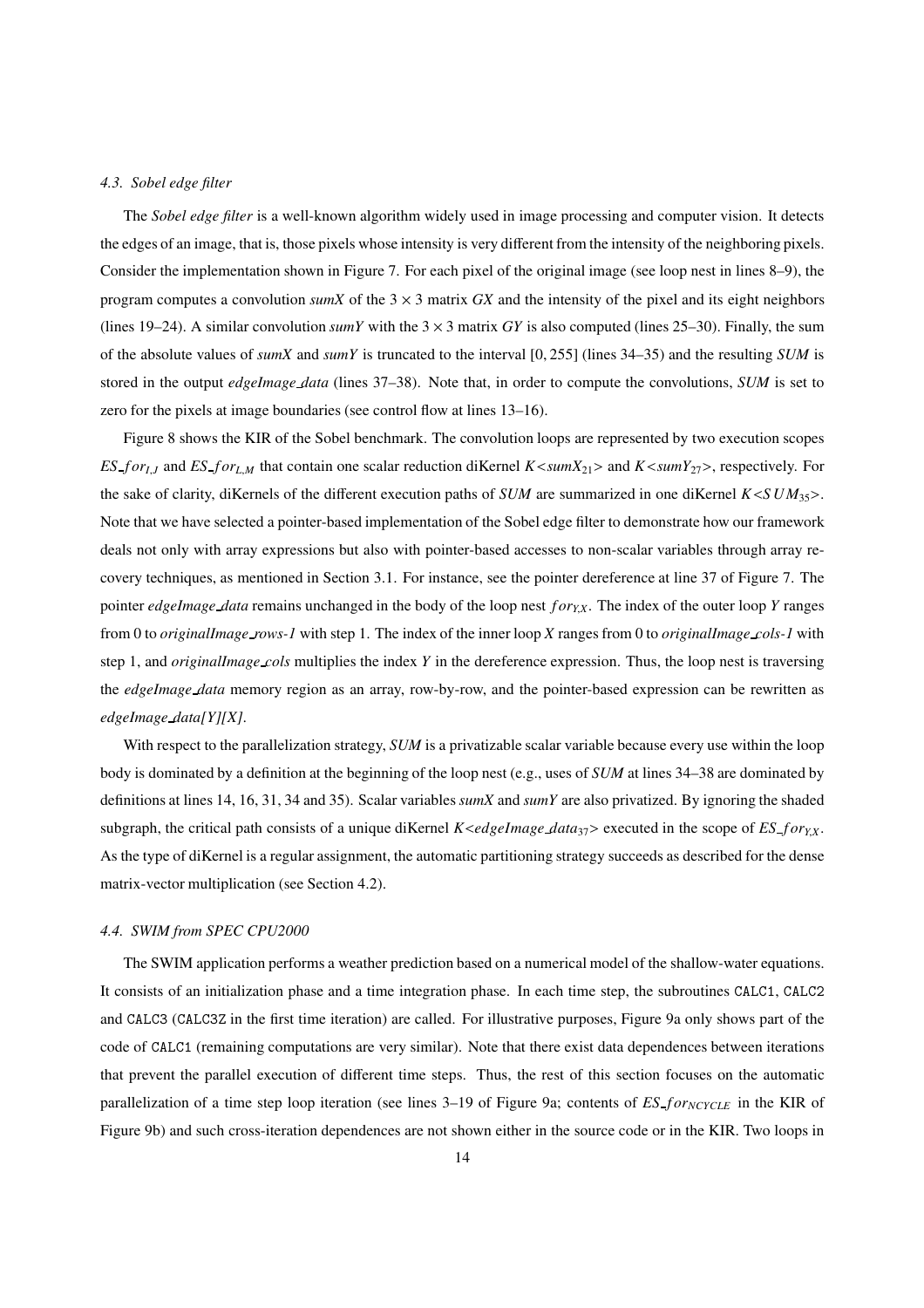### 4.3. Sobel edge filter

The *Sobel edge filter* is a well-known algorithm widely used in image processing and computer vision. It detects the edges of an image, that is, those pixels whose intensity is very different from the intensity of the neighboring pixels. Consider the implementation shown in Figure 7. For each pixel of the original image (see loop nest in lines 8–9), the program computes a convolution *sumX* of the $3 \times 3$ matrix *GX* and the intensity of the pixel and its eight neighbors (lines 19–24). A similar convolution *sumY* with the $3 \times 3$ matrix *GY* is also computed (lines 25–30). Finally, the sum of the absolute values of *sumX* and *sumY* is truncated to the interval $[0, 255]$ (lines 34–35) and the resulting *SUM* is stored in the output *edgeImage_data* (lines 37–38). Note that, in order to compute the convolutions, *SUM* is set to zero for the pixels at image boundaries (see control flow at lines 13–16).

Figure 8 shows the KIR of the Sobel benchmark. The convolution loops are represented by two execution scopes $ES\_for_{I,J}$ and $ES\_for_{L,M}$ that contain one scalar reduction diKernel $K{<}sumX_{21}{>}$ and $K{<}sumY_{27}{>}$, respectively. For the sake of clarity, diKernels of the different execution paths of *SUM* are summarized in one diKernel $K{<}SUM_{35}{>}$. Note that we have selected a pointer-based implementation of the Sobel edge filter to demonstrate how our framework deals not only with array expressions but also with pointer-based accesses to non-scalar variables through array recovery techniques, as mentioned in Section 3.1. For instance, see the pointer dereference at line 37 of Figure 7. The pointer *edgeImage_data* remains unchanged in the body of the loop nest $for_{Y,X}$. The index of the outer loop *Y* ranges from 0 to *originalImage_rows-1* with step 1. The index of the inner loop *X* ranges from 0 to *originalImage_cols-1* with step 1, and *originalImage_cols* multiplies the index *Y* in the dereference expression. Thus, the loop nest is traversing the *edgeImage_data* memory region as an array, row-by-row, and the pointer-based expression can be rewritten as *edgeImage_data[Y][X]*.

With respect to the parallelization strategy, *SUM* is a privatizable scalar variable because every use within the loop body is dominated by a definition at the beginning of the loop nest (e.g., uses of *SUM* at lines 34–38 are dominated by definitions at lines 14, 16, 31, 34 and 35). Scalar variables *sumX* and *sumY* are also privatized. By ignoring the shaded subgraph, the critical path consists of a unique diKernel $K{<}edgeImage\_data_{37}{>}$ executed in the scope of $ES\_for_{Y,X}$. As the type of diKernel is a regular assignment, the automatic partitioning strategy succeeds as described for the dense matrix-vector multiplication (see Section 4.2).

### 4.4. SWIM from SPEC CPU2000

The SWIM application performs a weather prediction based on a numerical model of the shallow-water equations. It consists of an initialization phase and a time integration phase. In each time step, the subroutines `CALC1`, `CALC2` and `CALC3` (`CALC3Z` in the first time iteration) are called. For illustrative purposes, Figure 9a only shows part of the code of `CALC1` (remaining computations are very similar). Note that there exist data dependences between iterations that prevent the parallel execution of different time steps. Thus, the rest of this section focuses on the automatic parallelization of a time step loop iteration (see lines 3–19 of Figure 9a; contents of $ES\_for_{NCYCLE}$ in the KIR of Figure 9b) and such cross-iteration dependences are not shown either in the source code or in the KIR. Two loops in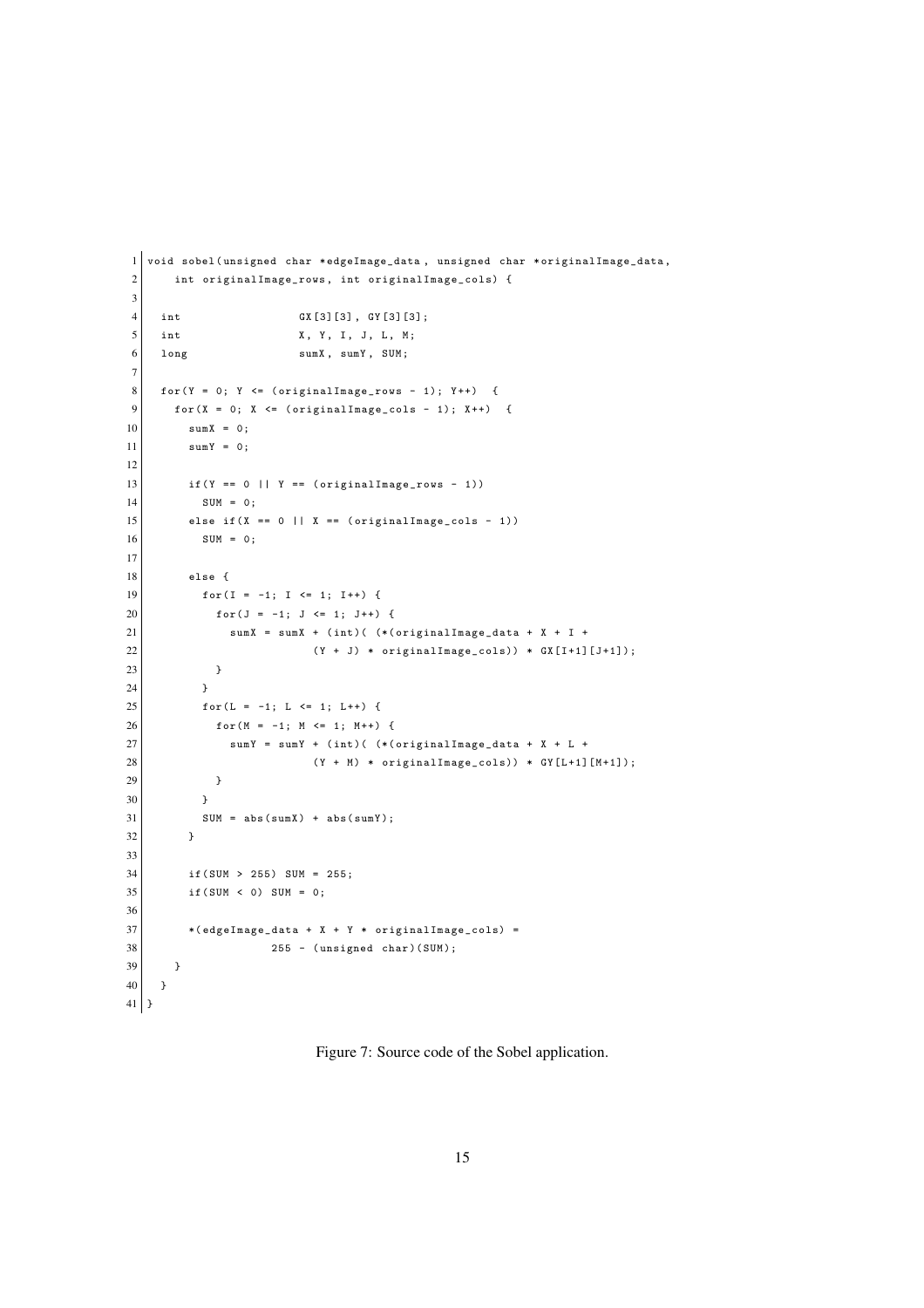```c
void sobel(unsigned char *edgeImage_data, unsigned char *originalImage_data,
    int originalImage_rows, int originalImage_cols) {

  int                 GX[3][3], GY[3][3];
  int                 X, Y, I, J, L, M;
  long                sumX, sumY, SUM;

  for(Y = 0; Y <= (originalImage_rows - 1); Y++)  {
    for(X = 0; X <= (originalImage_cols - 1); X++)  {
      sumX = 0;
      sumY = 0;

      if(Y == 0 || Y == (originalImage_rows - 1))
        SUM = 0;
      else if(X == 0 || X == (originalImage_cols - 1))
        SUM = 0;

      else {
        for(I = -1; I <= 1; I++) {
          for(J = -1; J <= 1; J++) {
            sumX = sumX + (int)( (*(originalImage_data + X + I +
                           (Y + J) * originalImage_cols)) * GX[I+1][J+1]);
          }
        }
        for(L = -1; L <= 1; L++) {
          for(M = -1; M <= 1; M++) {
            sumY = sumY + (int)( (*(originalImage_data + X + L +
                           (Y + M) * originalImage_cols)) * GY[L+1][M+1]);
          }
        }
        SUM = abs(sumX) + abs(sumY);
      }

      if(SUM > 255) SUM = 255;
      if(SUM < 0) SUM = 0;

      *(edgeImage_data + X + Y * originalImage_cols) =
                  255 - (unsigned char)(SUM);
    }
  }
}
```

Figure 7: Source code of the Sobel application.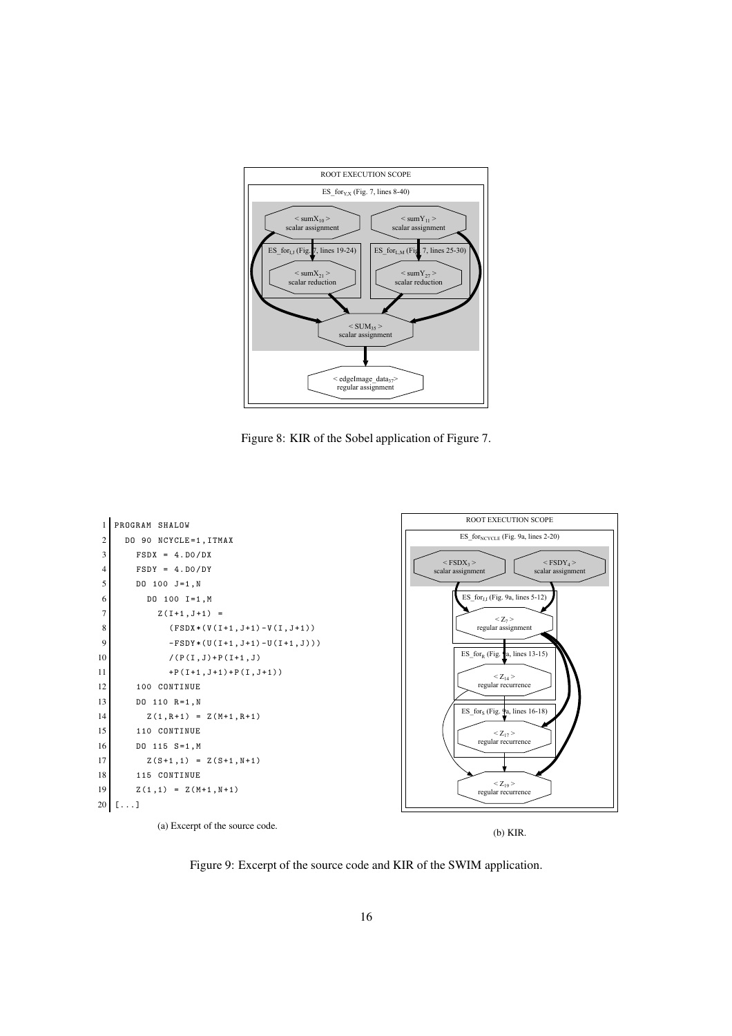Figure 8: KIR of the Sobel application of Figure 7.

```
PROGRAM SHALOW
  DO 90 NCYCLE=1,ITMAX
    FSDX = 4.D0/DX
    FSDY = 4.D0/DY
    DO 100 J=1,N
      DO 100 I=1,M
        Z(I+1,J+1) =
          (FSDX*(V(I+1,J+1)-V(I,J+1))
          -FSDY*(U(I+1,J+1)-U(I+1,J)))
          /(P(I,J)+P(I+1,J)
          +P(I+1,J+1)+P(I,J+1))
    100 CONTINUE
    DO 110 R=1,N
      Z(1,R+1) = Z(M+1,R+1)
    110 CONTINUE
    DO 115 S=1,M
      Z(S+1,1) = Z(S+1,N+1)
    115 CONTINUE
    Z(1,1) = Z(M+1,N+1)
[...]
```

(a) Excerpt of the source code.

(b) KIR.

Figure 9: Excerpt of the source code and KIR of the SWIM application.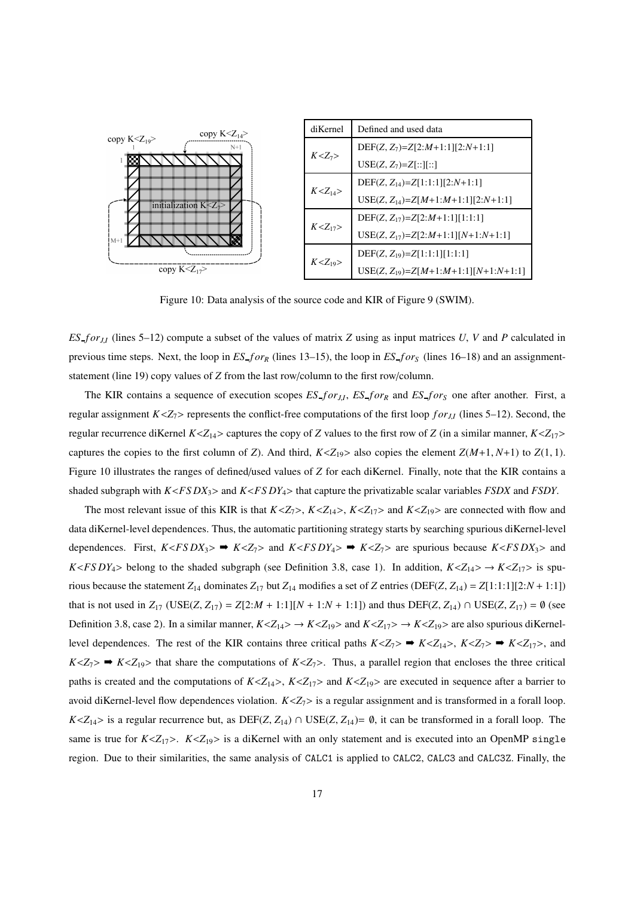| diKernel | Defined and used data |
|---|---|
| $K$<$Z_7$> | DEF($Z$, $Z_7$)=$Z$[2:$M$+1:1][2:$N$+1:1] |
| | USE($Z$, $Z_7$)=$Z$[::][::] |
| $K$<$Z_{14}$> | DEF($Z$, $Z_{14}$)=$Z$[1:1:1][2:$N$+1:1] |
| | USE($Z$, $Z_{14}$)=$Z$[$M$+1:$M$+1:1][2:$N$+1:1] |
| $K$<$Z_{17}$> | DEF($Z$, $Z_{17}$)=$Z$[2:$M$+1:1][1:1:1] |
| | USE($Z$, $Z_{17}$)=$Z$[2:$M$+1:1][$N$+1:$N$+1:1] |
| $K$<$Z_{19}$> | DEF($Z$, $Z_{19}$)=$Z$[1:1:1][1:1:1] |
| | USE($Z$, $Z_{19}$)=$Z$[$M$+1:$M$+1:1][$N$+1:$N$+1:1] |

Figure 10: Data analysis of the source code and KIR of Figure 9 (SWIM).

$ES\_for_{J,I}$ (lines 5–12) compute a subset of the values of matrix $Z$ using as input matrices $U$, $V$ and $P$ calculated in previous time steps. Next, the loop in $ES\_for_R$ (lines 13–15), the loop in $ES\_for_S$ (lines 16–18) and an assignment-statement (line 19) copy values of $Z$ from the last row/column to the first row/column.

The KIR contains a sequence of execution scopes $ES\_for_{J,I}$, $ES\_for_R$ and $ES\_for_S$ one after another. First, a regular assignment $K$<$Z_7$> represents the conflict-free computations of the first loop $for_{J,I}$ (lines 5–12). Second, the regular recurrence diKernel $K$<$Z_{14}$> captures the copy of $Z$ values to the first row of $Z$ (in a similar manner, $K$<$Z_{17}$> captures the copies to the first column of $Z$). And third, $K$<$Z_{19}$> also copies the element $Z(M+1, N+1)$ to $Z(1, 1)$. Figure 10 illustrates the ranges of defined/used values of $Z$ for each diKernel. Finally, note that the KIR contains a shaded subgraph with $K$<$FSDX_3$> and $K$<$FSDY_4$> that capture the privatizable scalar variables $FSDX$ and $FSDY$.

The most relevant issue of this KIR is that $K$<$Z_7$>, $K$<$Z_{14}$>, $K$<$Z_{17}$> and $K$<$Z_{19}$> are connected with flow and data diKernel-level dependences. Thus, the automatic partitioning strategy starts by searching spurious diKernel-level dependences. First, $K$<$FSDX_3$> ➡ $K$<$Z_7$> and $K$<$FSDY_4$> ➡ $K$<$Z_7$> are spurious because $K$<$FSDX_3$> and $K$<$FSDY_4$> belong to the shaded subgraph (see Definition 3.8, case 1). In addition, $K$<$Z_{14}$> $\rightarrow$ $K$<$Z_{17}$> is spurious because the statement $Z_{14}$ dominates $Z_{17}$ but $Z_{14}$ modifies a set of $Z$ entries (DEF($Z$, $Z_{14}$) = $Z$[1:1:1][2:$N$ + 1:1]) that is not used in $Z_{17}$ (USE($Z$, $Z_{17}$) = $Z$[2:$M$ + 1:1][$N$ + 1:$N$ + 1:1]) and thus DEF($Z$, $Z_{14}$) $\cap$ USE($Z$, $Z_{17}$) = $\emptyset$ (see Definition 3.8, case 2). In a similar manner, $K$<$Z_{14}$> $\rightarrow$ $K$<$Z_{19}$> and $K$<$Z_{17}$> $\rightarrow$ $K$<$Z_{19}$> are also spurious diKernel-level dependences. The rest of the KIR contains three critical paths $K$<$Z_7$> ➡ $K$<$Z_{14}$>, $K$<$Z_7$> ➡ $K$<$Z_{17}$>, and $K$<$Z_7$> ➡ $K$<$Z_{19}$> that share the computations of $K$<$Z_7$>. Thus, a parallel region that encloses the three critical paths is created and the computations of $K$<$Z_{14}$>, $K$<$Z_{17}$> and $K$<$Z_{19}$> are executed in sequence after a barrier to avoid diKernel-level flow dependences violation. $K$<$Z_7$> is a regular assignment and is transformed in a forall loop. $K$<$Z_{14}$> is a regular recurrence but, as DEF($Z$, $Z_{14}$) $\cap$ USE($Z$, $Z_{14}$)= $\emptyset$, it can be transformed in a forall loop. The same is true for $K$<$Z_{17}$>. $K$<$Z_{19}$> is a diKernel with an only statement and is executed into an OpenMP `single` region. Due to their similarities, the same analysis of `CALC1` is applied to `CALC2`, `CALC3` and `CALC3Z`. Finally, the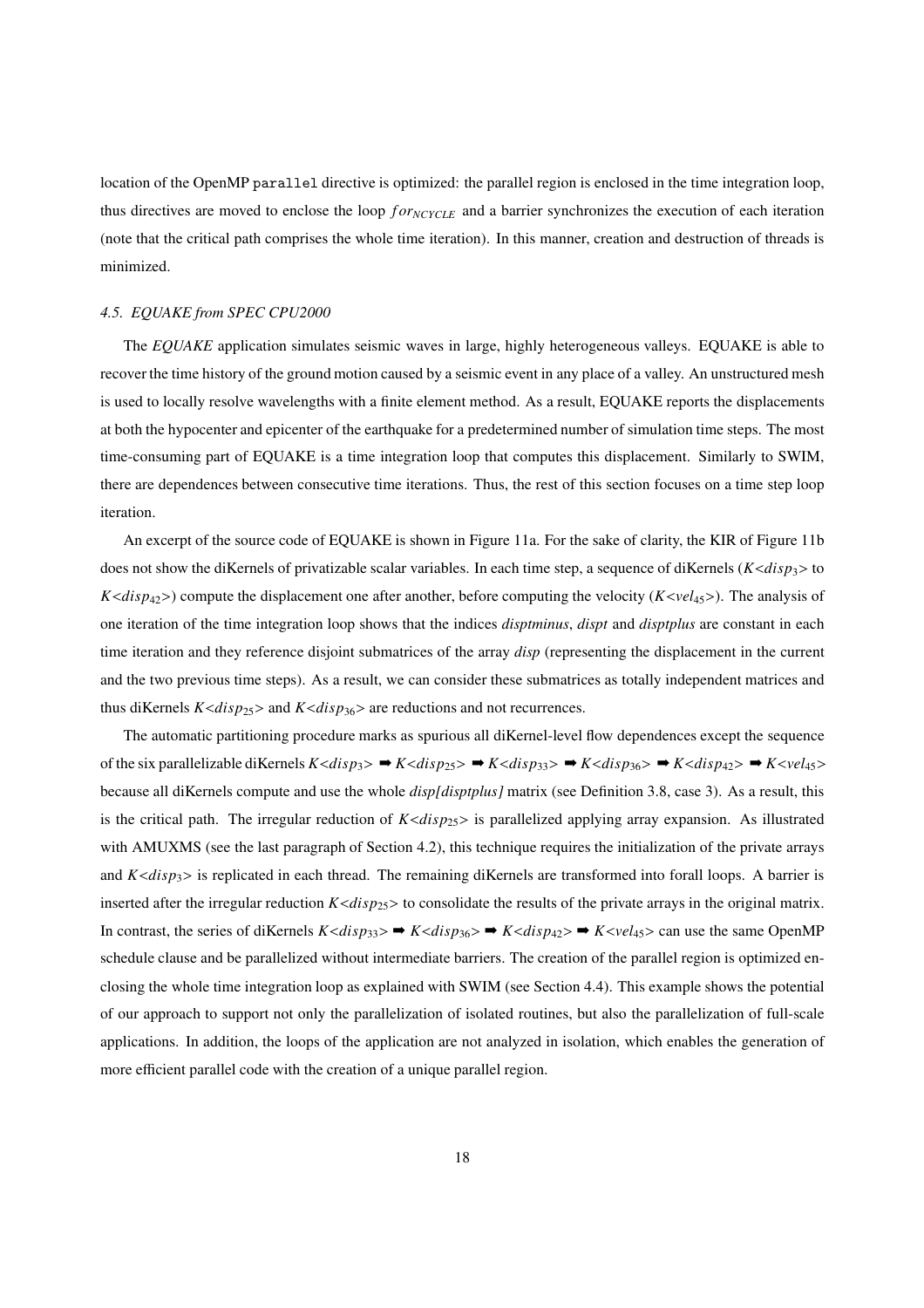location of the OpenMP `parallel` directive is optimized: the parallel region is enclosed in the time integration loop, thus directives are moved to enclose the loop $for_{NCYCLE}$ and a barrier synchronizes the execution of each iteration (note that the critical path comprises the whole time iteration). In this manner, creation and destruction of threads is minimized.

### 4.5. EQUAKE from SPEC CPU2000

The *EQUAKE* application simulates seismic waves in large, highly heterogeneous valleys. EQUAKE is able to recover the time history of the ground motion caused by a seismic event in any place of a valley. An unstructured mesh is used to locally resolve wavelengths with a finite element method. As a result, EQUAKE reports the displacements at both the hypocenter and epicenter of the earthquake for a predetermined number of simulation time steps. The most time-consuming part of EQUAKE is a time integration loop that computes this displacement. Similarly to SWIM, there are dependences between consecutive time iterations. Thus, the rest of this section focuses on a time step loop iteration.

An excerpt of the source code of EQUAKE is shown in Figure 11a. For the sake of clarity, the KIR of Figure 11b does not show the diKernels of privatizable scalar variables. In each time step, a sequence of diKernels ($K{<}disp_3{>}$ to $K{<}disp_{42}{>}$) compute the displacement one after another, before computing the velocity ($K{<}vel_{45}{>}$). The analysis of one iteration of the time integration loop shows that the indices *disptminus*, *dispt* and *disptplus* are constant in each time iteration and they reference disjoint submatrices of the array *disp* (representing the displacement in the current and the two previous time steps). As a result, we can consider these submatrices as totally independent matrices and thus diKernels $K{<}disp_{25}{>}$ and $K{<}disp_{36}{>}$ are reductions and not recurrences.

The automatic partitioning procedure marks as spurious all diKernel-level flow dependences except the sequence of the six parallelizable diKernels $K{<}disp_3{>}$ ➡ $K{<}disp_{25}{>}$ ➡ $K{<}disp_{33}{>}$ ➡ $K{<}disp_{36}{>}$ ➡ $K{<}disp_{42}{>}$ ➡ $K{<}vel_{45}{>}$ because all diKernels compute and use the whole *disp[disptplus]* matrix (see Definition 3.8, case 3). As a result, this is the critical path. The irregular reduction of $K{<}disp_{25}{>}$ is parallelized applying array expansion. As illustrated with AMUXMS (see the last paragraph of Section 4.2), this technique requires the initialization of the private arrays and $K{<}disp_3{>}$ is replicated in each thread. The remaining diKernels are transformed into forall loops. A barrier is inserted after the irregular reduction $K{<}disp_{25}{>}$ to consolidate the results of the private arrays in the original matrix. In contrast, the series of diKernels $K{<}disp_{33}{>}$ ➡ $K{<}disp_{36}{>}$ ➡ $K{<}disp_{42}{>}$ ➡ $K{<}vel_{45}{>}$ can use the same OpenMP schedule clause and be parallelized without intermediate barriers. The creation of the parallel region is optimized enclosing the whole time integration loop as explained with SWIM (see Section 4.4). This example shows the potential of our approach to support not only the parallelization of isolated routines, but also the parallelization of full-scale applications. In addition, the loops of the application are not analyzed in isolation, which enables the generation of more efficient parallel code with the creation of a unique parallel region.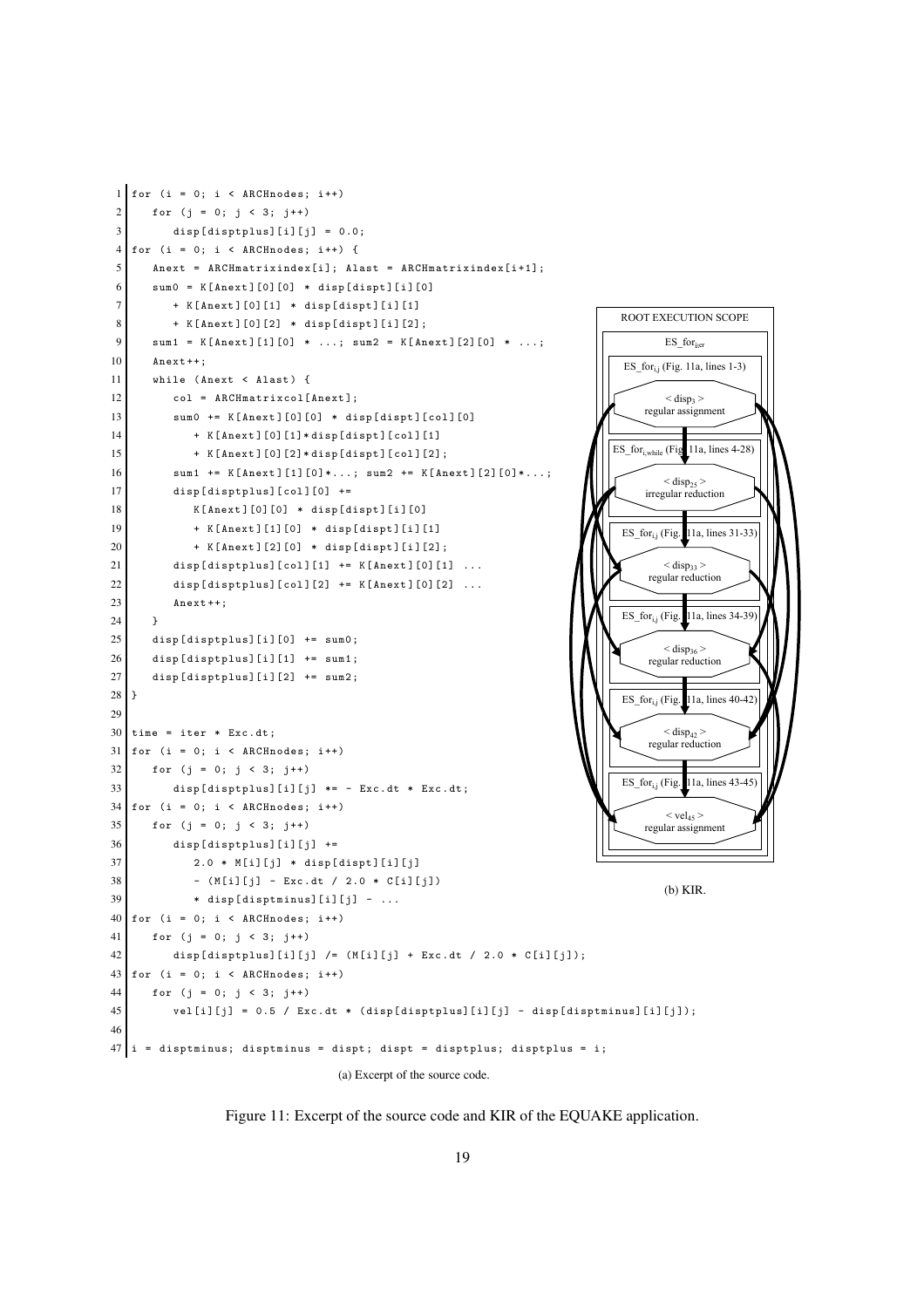```
1  for (i = 0; i < ARCHnodes; i++)
2     for (j = 0; j < 3; j++)
3        disp[disptplus][i][j] = 0.0;
4  for (i = 0; i < ARCHnodes; i++) {
5     Anext = ARCHmatrixindex[i]; Alast = ARCHmatrixindex[i+1];
6     sum0 = K[Anext][0][0] * disp[dispt][i][0]
7        + K[Anext][0][1] * disp[dispt][i][1]
8        + K[Anext][0][2] * disp[dispt][i][2];
9     sum1 = K[Anext][1][0] * ...; sum2 = K[Anext][2][0] * ...;
10    Anext++;
11    while (Anext < Alast) {
12       col = ARCHmatrixcol[Anext];
13       sum0 += K[Anext][0][0] * disp[dispt][col][0]
14          + K[Anext][0][1]*disp[dispt][col][1]
15          + K[Anext][0][2]*disp[dispt][col][2];
16       sum1 += K[Anext][1][0]*...; sum2 += K[Anext][2][0]*...;
17       disp[disptplus][col][0] +=
18          K[Anext][0][0] * disp[dispt][i][0]
19          + K[Anext][1][0] * disp[dispt][i][1]
20          + K[Anext][2][0] * disp[dispt][i][2];
21       disp[disptplus][col][1] += K[Anext][0][1] ...
22       disp[disptplus][col][2] += K[Anext][0][2] ...
23       Anext++;
24    }
25    disp[disptplus][i][0] += sum0;
26    disp[disptplus][i][1] += sum1;
27    disp[disptplus][i][2] += sum2;
28 }
29
30 time = iter * Exc.dt;
31 for (i = 0; i < ARCHnodes; i++)
32    for (j = 0; j < 3; j++)
33       disp[disptplus][i][j] *= - Exc.dt * Exc.dt;
34 for (i = 0; i < ARCHnodes; i++)
35    for (j = 0; j < 3; j++)
36       disp[disptplus][i][j] +=
37          2.0 * M[i][j] * disp[dispt][i][j]
38          - (M[i][j] - Exc.dt / 2.0 * C[i][j])
39          * disp[disptminus][i][j] - ...
40 for (i = 0; i < ARCHnodes; i++)
41    for (j = 0; j < 3; j++)
42       disp[disptplus][i][j] /= (M[i][j] + Exc.dt / 2.0 * C[i][j]);
43 for (i = 0; i < ARCHnodes; i++)
44    for (j = 0; j < 3; j++)
45       vel[i][j] = 0.5 / Exc.dt * (disp[disptplus][i][j] - disp[disptminus][i][j]);
46
47 i = disptminus; disptminus = dispt; dispt = disptplus; disptplus = i;
```

(a) Excerpt of the source code.

ROOT EXECUTION SCOPE
- $ES\_for_{iter}$
  - $ES\_for_{i,j}$ (Fig. 11a, lines 1-3): $< disp_3 >$ regular assignment
  - $ES\_for_{i,while}$ (Fig. 11a, lines 4-28): $< disp_{25} >$ irregular reduction
  - $ES\_for_{i,j}$ (Fig. 11a, lines 31-33): $< disp_{33} >$ regular reduction
  - $ES\_for_{i,j}$ (Fig. 11a, lines 34-39): $< disp_{36} >$ regular reduction
  - $ES\_for_{i,j}$ (Fig. 11a, lines 40-42): $< disp_{42} >$ regular reduction
  - $ES\_for_{i,j}$ (Fig. 11a, lines 43-45): $< vel_{45} >$ regular assignment

(b) KIR.

Figure 11: Excerpt of the source code and KIR of the EQUAKE application.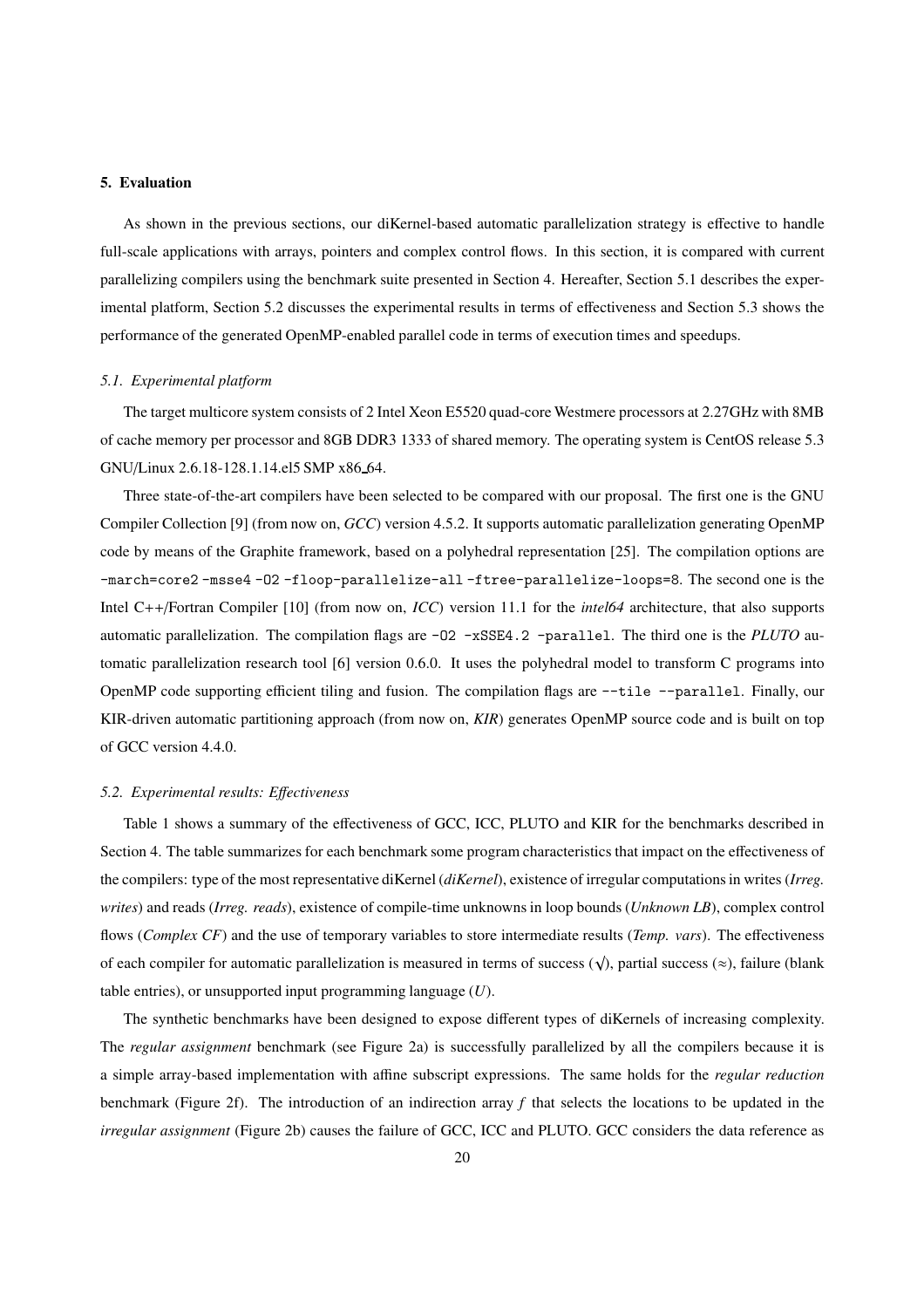## 5. Evaluation

As shown in the previous sections, our diKernel-based automatic parallelization strategy is effective to handle full-scale applications with arrays, pointers and complex control flows. In this section, it is compared with current parallelizing compilers using the benchmark suite presented in Section 4. Hereafter, Section 5.1 describes the experimental platform, Section 5.2 discusses the experimental results in terms of effectiveness and Section 5.3 shows the performance of the generated OpenMP-enabled parallel code in terms of execution times and speedups.

### *5.1. Experimental platform*

The target multicore system consists of 2 Intel Xeon E5520 quad-core Westmere processors at 2.27GHz with 8MB of cache memory per processor and 8GB DDR3 1333 of shared memory. The operating system is CentOS release 5.3 GNU/Linux 2.6.18-128.1.14.el5 SMP x86_64.

Three state-of-the-art compilers have been selected to be compared with our proposal. The first one is the GNU Compiler Collection [9] (from now on, *GCC*) version 4.5.2. It supports automatic parallelization generating OpenMP code by means of the Graphite framework, based on a polyhedral representation [25]. The compilation options are `-march=core2 -msse4 -O2 -floop-parallelize-all -ftree-parallelize-loops=8`. The second one is the Intel C++/Fortran Compiler [10] (from now on, *ICC*) version 11.1 for the *intel64* architecture, that also supports automatic parallelization. The compilation flags are `-O2 -xSSE4.2 -parallel`. The third one is the *PLUTO* automatic parallelization research tool [6] version 0.6.0. It uses the polyhedral model to transform C programs into OpenMP code supporting efficient tiling and fusion. The compilation flags are `--tile --parallel`. Finally, our KIR-driven automatic partitioning approach (from now on, *KIR*) generates OpenMP source code and is built on top of GCC version 4.4.0.

### *5.2. Experimental results: Effectiveness*

Table 1 shows a summary of the effectiveness of GCC, ICC, PLUTO and KIR for the benchmarks described in Section 4. The table summarizes for each benchmark some program characteristics that impact on the effectiveness of the compilers: type of the most representative diKernel (*diKernel*), existence of irregular computations in writes (*Irreg. writes*) and reads (*Irreg. reads*), existence of compile-time unknowns in loop bounds (*Unknown LB*), complex control flows (*Complex CF*) and the use of temporary variables to store intermediate results (*Temp. vars*). The effectiveness of each compiler for automatic parallelization is measured in terms of success ($\surd$), partial success ($\approx$), failure (blank table entries), or unsupported input programming language (*U*).

The synthetic benchmarks have been designed to expose different types of diKernels of increasing complexity. The *regular assignment* benchmark (see Figure 2a) is successfully parallelized by all the compilers because it is a simple array-based implementation with affine subscript expressions. The same holds for the *regular reduction* benchmark (Figure 2f). The introduction of an indirection array $f$ that selects the locations to be updated in the *irregular assignment* (Figure 2b) causes the failure of GCC, ICC and PLUTO. GCC considers the data reference as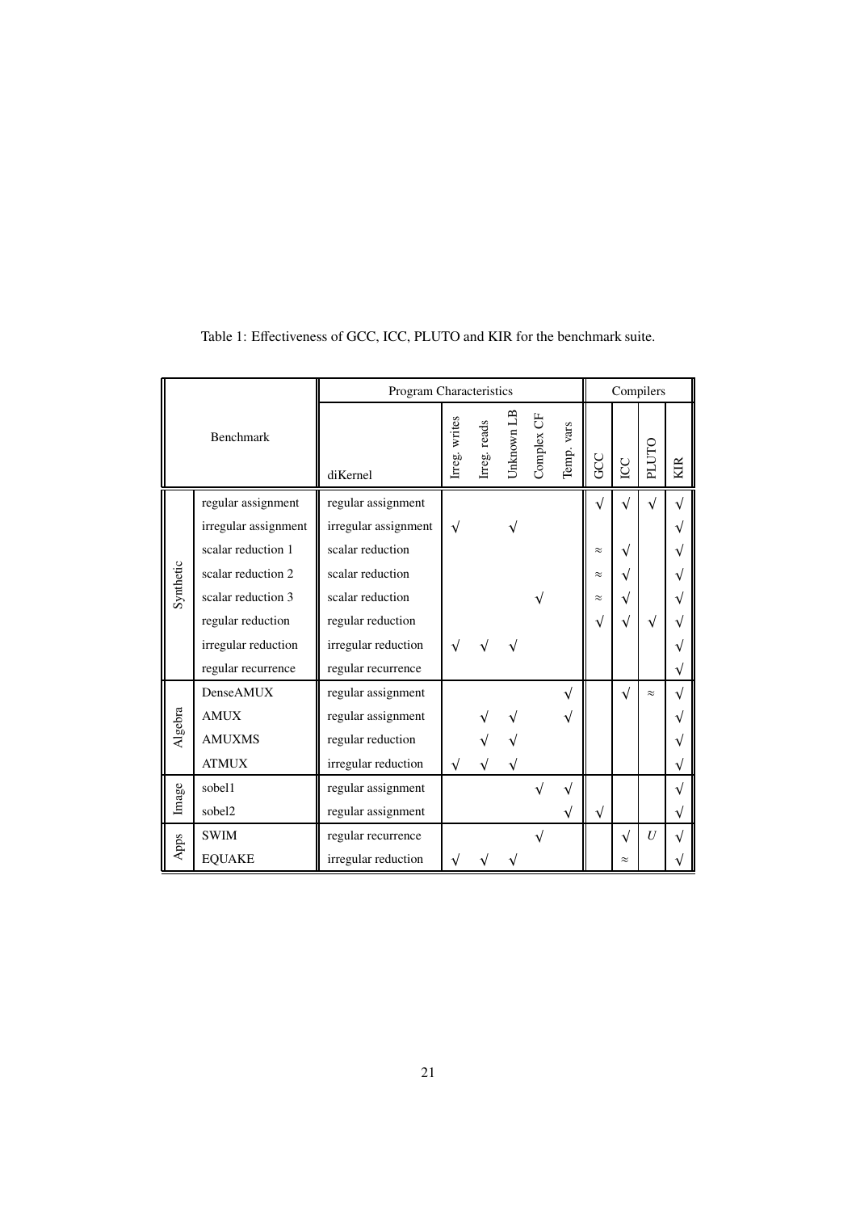Table 1: Effectiveness of GCC, ICC, PLUTO and KIR for the benchmark suite.

| Benchmark | | Program Characteristics | | | | | | Compilers | | | |
|---|---|---|---|---|---|---|---|---|---|---|---|
| | | diKernel | Irreg. writes | Irreg. reads | Unknown LB | Complex CF | Temp. vars | GCC | ICC | PLUTO | KIR |
| Synthetic | regular assignment | regular assignment | | | | | | √ | √ | √ | √ |
| | irregular assignment | irregular assignment | √ | | √ | | | | | | √ |
| | scalar reduction 1 | scalar reduction | | | | | | ≈ | √ | | √ |
| | scalar reduction 2 | scalar reduction | | | | | | ≈ | √ | | √ |
| | scalar reduction 3 | scalar reduction | | | | √ | | ≈ | √ | | √ |
| | regular reduction | regular reduction | | | | | | √ | √ | √ | √ |
| | irregular reduction | irregular reduction | √ | √ | √ | | | | | | √ |
| | regular recurrence | regular recurrence | | | | | | | | | √ |
| Algebra | DenseAMUX | regular assignment | | | | | √ | | √ | ≈ | √ |
| | AMUX | regular assignment | | √ | √ | | √ | | | | √ |
| | AMUXMS | regular reduction | | √ | √ | | | | | | √ |
| | ATMUX | irregular reduction | √ | √ | √ | | | | | | √ |
| Image | sobel1 | regular assignment | | | | √ | √ | | | | √ |
| | sobel2 | regular assignment | | | | | √ | √ | | | √ |
| Apps | SWIM | regular recurrence | | | | √ | | | √ | $U$ | √ |
| | EQUAKE | irregular reduction | √ | √ | √ | | | | ≈ | | √ |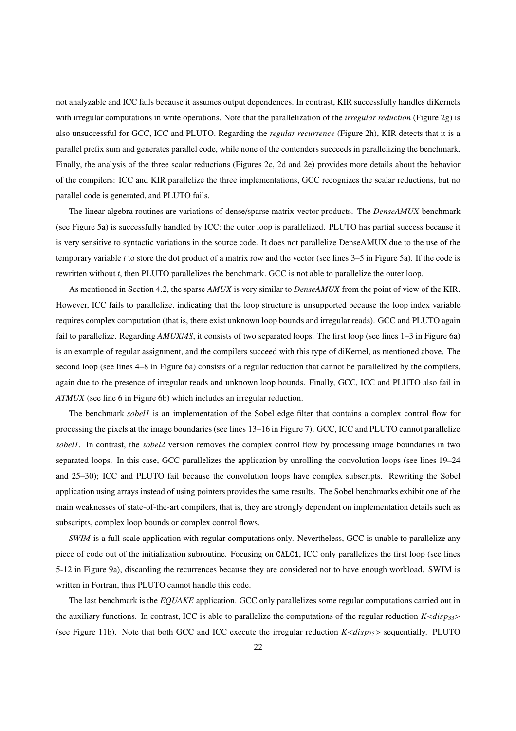not analyzable and ICC fails because it assumes output dependences. In contrast, KIR successfully handles diKernels with irregular computations in write operations. Note that the parallelization of the *irregular reduction* (Figure 2g) is also unsuccessful for GCC, ICC and PLUTO. Regarding the *regular recurrence* (Figure 2h), KIR detects that it is a parallel prefix sum and generates parallel code, while none of the contenders succeeds in parallelizing the benchmark. Finally, the analysis of the three scalar reductions (Figures 2c, 2d and 2e) provides more details about the behavior of the compilers: ICC and KIR parallelize the three implementations, GCC recognizes the scalar reductions, but no parallel code is generated, and PLUTO fails.

The linear algebra routines are variations of dense/sparse matrix-vector products. The *DenseAMUX* benchmark (see Figure 5a) is successfully handled by ICC: the outer loop is parallelized. PLUTO has partial success because it is very sensitive to syntactic variations in the source code. It does not parallelize DenseAMUX due to the use of the temporary variable $t$ to store the dot product of a matrix row and the vector (see lines 3–5 in Figure 5a). If the code is rewritten without $t$, then PLUTO parallelizes the benchmark. GCC is not able to parallelize the outer loop.

As mentioned in Section 4.2, the sparse *AMUX* is very similar to *DenseAMUX* from the point of view of the KIR. However, ICC fails to parallelize, indicating that the loop structure is unsupported because the loop index variable requires complex computation (that is, there exist unknown loop bounds and irregular reads). GCC and PLUTO again fail to parallelize. Regarding *AMUXMS*, it consists of two separated loops. The first loop (see lines 1–3 in Figure 6a) is an example of regular assignment, and the compilers succeed with this type of diKernel, as mentioned above. The second loop (see lines 4–8 in Figure 6a) consists of a regular reduction that cannot be parallelized by the compilers, again due to the presence of irregular reads and unknown loop bounds. Finally, GCC, ICC and PLUTO also fail in *ATMUX* (see line 6 in Figure 6b) which includes an irregular reduction.

The benchmark *sobel1* is an implementation of the Sobel edge filter that contains a complex control flow for processing the pixels at the image boundaries (see lines 13–16 in Figure 7). GCC, ICC and PLUTO cannot parallelize *sobel1*. In contrast, the *sobel2* version removes the complex control flow by processing image boundaries in two separated loops. In this case, GCC parallelizes the application by unrolling the convolution loops (see lines 19–24 and 25–30); ICC and PLUTO fail because the convolution loops have complex subscripts. Rewriting the Sobel application using arrays instead of using pointers provides the same results. The Sobel benchmarks exhibit one of the main weaknesses of state-of-the-art compilers, that is, they are strongly dependent on implementation details such as subscripts, complex loop bounds or complex control flows.

*SWIM* is a full-scale application with regular computations only. Nevertheless, GCC is unable to parallelize any piece of code out of the initialization subroutine. Focusing on `CALC1`, ICC only parallelizes the first loop (see lines 5-12 in Figure 9a), discarding the recurrences because they are considered not to have enough workload. SWIM is written in Fortran, thus PLUTO cannot handle this code.

The last benchmark is the *EQUAKE* application. GCC only parallelizes some regular computations carried out in the auxiliary functions. In contrast, ICC is able to parallelize the computations of the regular reduction $K{<}disp_{33}{>}$ (see Figure 11b). Note that both GCC and ICC execute the irregular reduction $K{<}disp_{25}{>}$ sequentially. PLUTO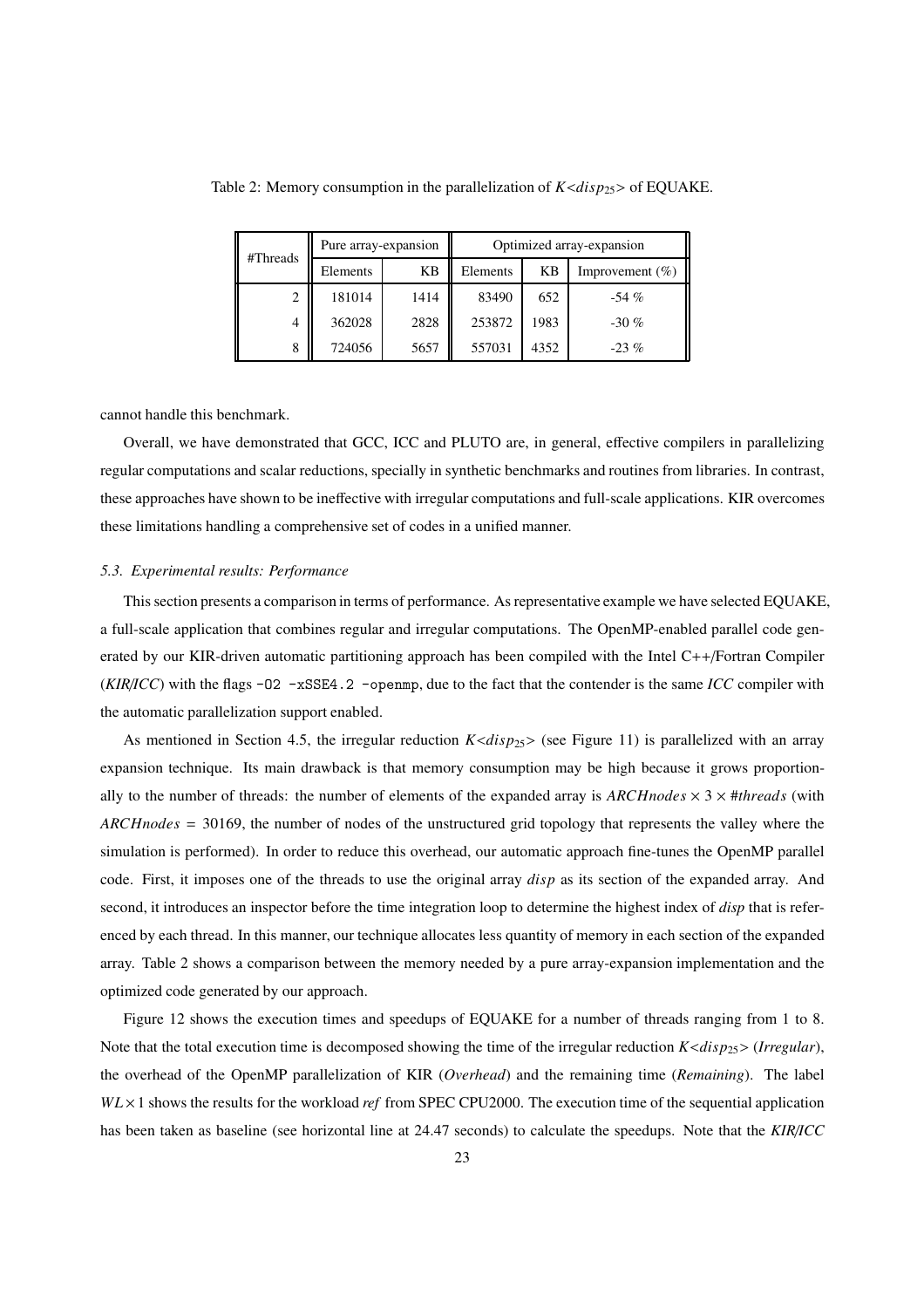Table 2: Memory consumption in the parallelization of $K{<}disp_{25}{>}$ of EQUAKE.

| #Threads | Pure array-expansion | | Optimized array-expansion | | |
|---|---|---|---|---|---|
| | Elements | KB | Elements | KB | Improvement (%) |
| 2 | 181014 | 1414 | 83490 | 652 | -54 % |
| 4 | 362028 | 2828 | 253872 | 1983 | -30 % |
| 8 | 724056 | 5657 | 557031 | 4352 | -23 % |

cannot handle this benchmark.

Overall, we have demonstrated that GCC, ICC and PLUTO are, in general, effective compilers in parallelizing regular computations and scalar reductions, specially in synthetic benchmarks and routines from libraries. In contrast, these approaches have shown to be ineffective with irregular computations and full-scale applications. KIR overcomes these limitations handling a comprehensive set of codes in a unified manner.

### *5.3. Experimental results: Performance*

This section presents a comparison in terms of performance. As representative example we have selected EQUAKE, a full-scale application that combines regular and irregular computations. The OpenMP-enabled parallel code generated by our KIR-driven automatic partitioning approach has been compiled with the Intel C++/Fortran Compiler (*KIR/ICC*) with the flags `-O2 -xSSE4.2 -openmp`, due to the fact that the contender is the same *ICC* compiler with the automatic parallelization support enabled.

As mentioned in Section 4.5, the irregular reduction $K{<}disp_{25}{>}$ (see Figure 11) is parallelized with an array expansion technique. Its main drawback is that memory consumption may be high because it grows proportionally to the number of threads: the number of elements of the expanded array is $ARCHnodes \times 3 \times \#threads$ (with $ARCHnodes = 30169$, the number of nodes of the unstructured grid topology that represents the valley where the simulation is performed). In order to reduce this overhead, our automatic approach fine-tunes the OpenMP parallel code. First, it imposes one of the threads to use the original array $disp$ as its section of the expanded array. And second, it introduces an inspector before the time integration loop to determine the highest index of $disp$ that is referenced by each thread. In this manner, our technique allocates less quantity of memory in each section of the expanded array. Table 2 shows a comparison between the memory needed by a pure array-expansion implementation and the optimized code generated by our approach.

Figure 12 shows the execution times and speedups of EQUAKE for a number of threads ranging from 1 to 8. Note that the total execution time is decomposed showing the time of the irregular reduction $K{<}disp_{25}{>}$ (*Irregular*), the overhead of the OpenMP parallelization of KIR (*Overhead*) and the remaining time (*Remaining*). The label $WL \times 1$ shows the results for the workload *ref* from SPEC CPU2000. The execution time of the sequential application has been taken as baseline (see horizontal line at 24.47 seconds) to calculate the speedups. Note that the *KIR/ICC*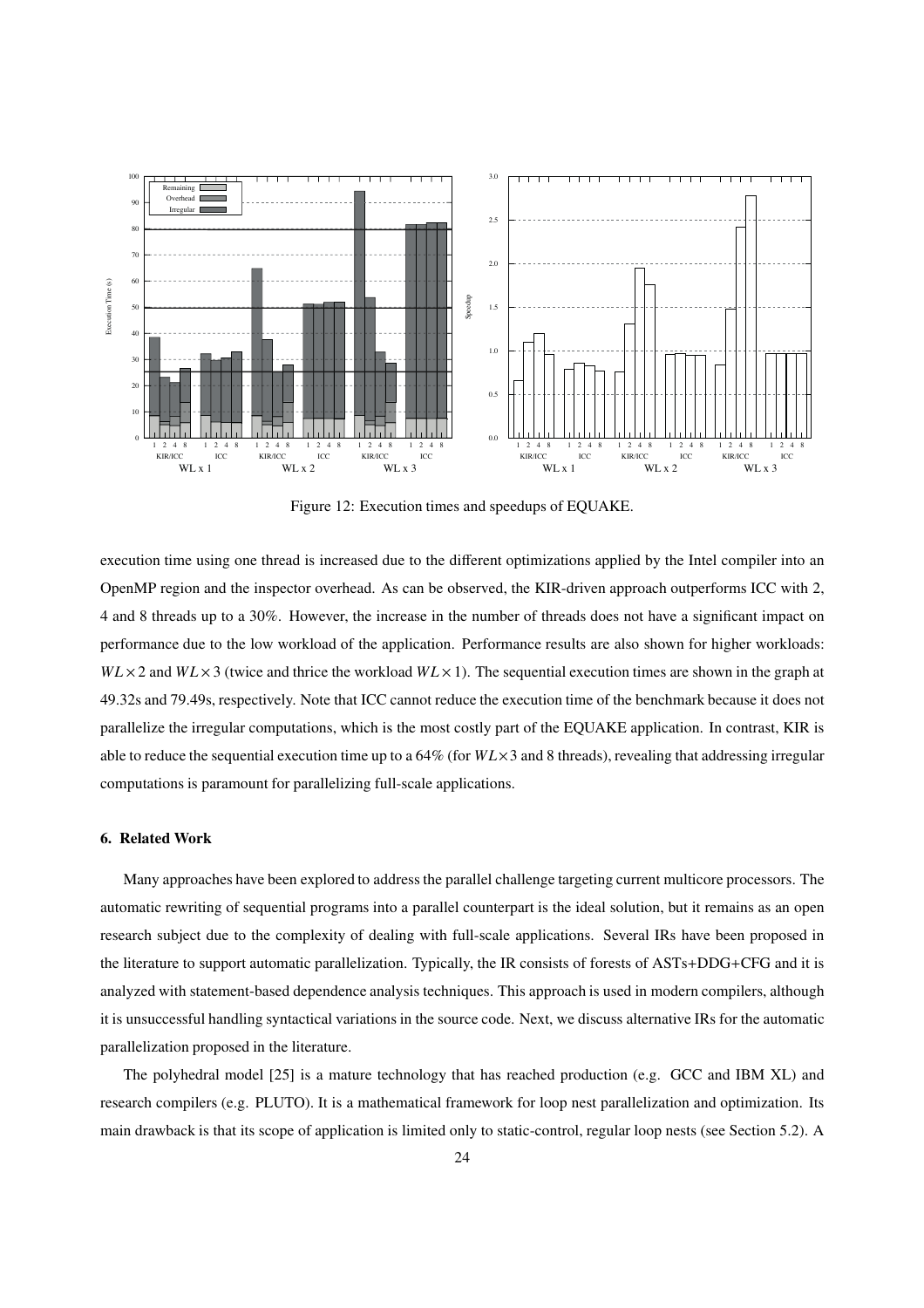Figure 12: Execution times and speedups of EQUAKE.

execution time using one thread is increased due to the different optimizations applied by the Intel compiler into an OpenMP region and the inspector overhead. As can be observed, the KIR-driven approach outperforms ICC with 2, 4 and 8 threads up to a 30%. However, the increase in the number of threads does not have a significant impact on performance due to the low workload of the application. Performance results are also shown for higher workloads: $WL\times 2$ and $WL\times 3$ (twice and thrice the workload $WL\times 1$). The sequential execution times are shown in the graph at 49.32s and 79.49s, respectively. Note that ICC cannot reduce the execution time of the benchmark because it does not parallelize the irregular computations, which is the most costly part of the EQUAKE application. In contrast, KIR is able to reduce the sequential execution time up to a 64% (for $WL\times 3$ and 8 threads), revealing that addressing irregular computations is paramount for parallelizing full-scale applications.

## 6. Related Work

Many approaches have been explored to address the parallel challenge targeting current multicore processors. The automatic rewriting of sequential programs into a parallel counterpart is the ideal solution, but it remains as an open research subject due to the complexity of dealing with full-scale applications. Several IRs have been proposed in the literature to support automatic parallelization. Typically, the IR consists of forests of ASTs+DDG+CFG and it is analyzed with statement-based dependence analysis techniques. This approach is used in modern compilers, although it is unsuccessful handling syntactical variations in the source code. Next, we discuss alternative IRs for the automatic parallelization proposed in the literature.

The polyhedral model [25] is a mature technology that has reached production (e.g. GCC and IBM XL) and research compilers (e.g. PLUTO). It is a mathematical framework for loop nest parallelization and optimization. Its main drawback is that its scope of application is limited only to static-control, regular loop nests (see Section 5.2). A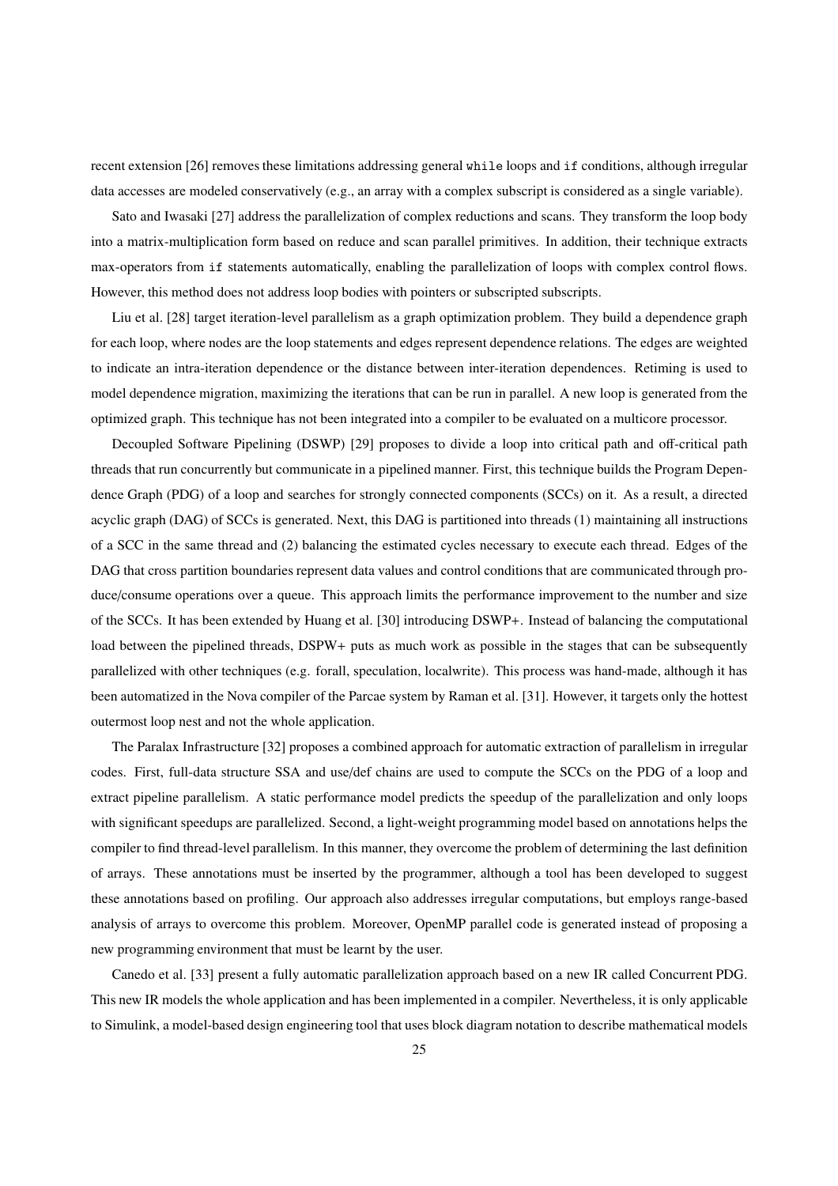recent extension [26] removes these limitations addressing general `while` loops and `if` conditions, although irregular data accesses are modeled conservatively (e.g., an array with a complex subscript is considered as a single variable).

Sato and Iwasaki [27] address the parallelization of complex reductions and scans. They transform the loop body into a matrix-multiplication form based on reduce and scan parallel primitives. In addition, their technique extracts max-operators from `if` statements automatically, enabling the parallelization of loops with complex control flows. However, this method does not address loop bodies with pointers or subscripted subscripts.

Liu et al. [28] target iteration-level parallelism as a graph optimization problem. They build a dependence graph for each loop, where nodes are the loop statements and edges represent dependence relations. The edges are weighted to indicate an intra-iteration dependence or the distance between inter-iteration dependences. Retiming is used to model dependence migration, maximizing the iterations that can be run in parallel. A new loop is generated from the optimized graph. This technique has not been integrated into a compiler to be evaluated on a multicore processor.

Decoupled Software Pipelining (DSWP) [29] proposes to divide a loop into critical path and off-critical path threads that run concurrently but communicate in a pipelined manner. First, this technique builds the Program Dependence Graph (PDG) of a loop and searches for strongly connected components (SCCs) on it. As a result, a directed acyclic graph (DAG) of SCCs is generated. Next, this DAG is partitioned into threads (1) maintaining all instructions of a SCC in the same thread and (2) balancing the estimated cycles necessary to execute each thread. Edges of the DAG that cross partition boundaries represent data values and control conditions that are communicated through produce/consume operations over a queue. This approach limits the performance improvement to the number and size of the SCCs. It has been extended by Huang et al. [30] introducing DSWP+. Instead of balancing the computational load between the pipelined threads, DSPW+ puts as much work as possible in the stages that can be subsequently parallelized with other techniques (e.g. forall, speculation, localwrite). This process was hand-made, although it has been automatized in the Nova compiler of the Parcae system by Raman et al. [31]. However, it targets only the hottest outermost loop nest and not the whole application.

The Paralax Infrastructure [32] proposes a combined approach for automatic extraction of parallelism in irregular codes. First, full-data structure SSA and use/def chains are used to compute the SCCs on the PDG of a loop and extract pipeline parallelism. A static performance model predicts the speedup of the parallelization and only loops with significant speedups are parallelized. Second, a light-weight programming model based on annotations helps the compiler to find thread-level parallelism. In this manner, they overcome the problem of determining the last definition of arrays. These annotations must be inserted by the programmer, although a tool has been developed to suggest these annotations based on profiling. Our approach also addresses irregular computations, but employs range-based analysis of arrays to overcome this problem. Moreover, OpenMP parallel code is generated instead of proposing a new programming environment that must be learnt by the user.

Canedo et al. [33] present a fully automatic parallelization approach based on a new IR called Concurrent PDG. This new IR models the whole application and has been implemented in a compiler. Nevertheless, it is only applicable to Simulink, a model-based design engineering tool that uses block diagram notation to describe mathematical models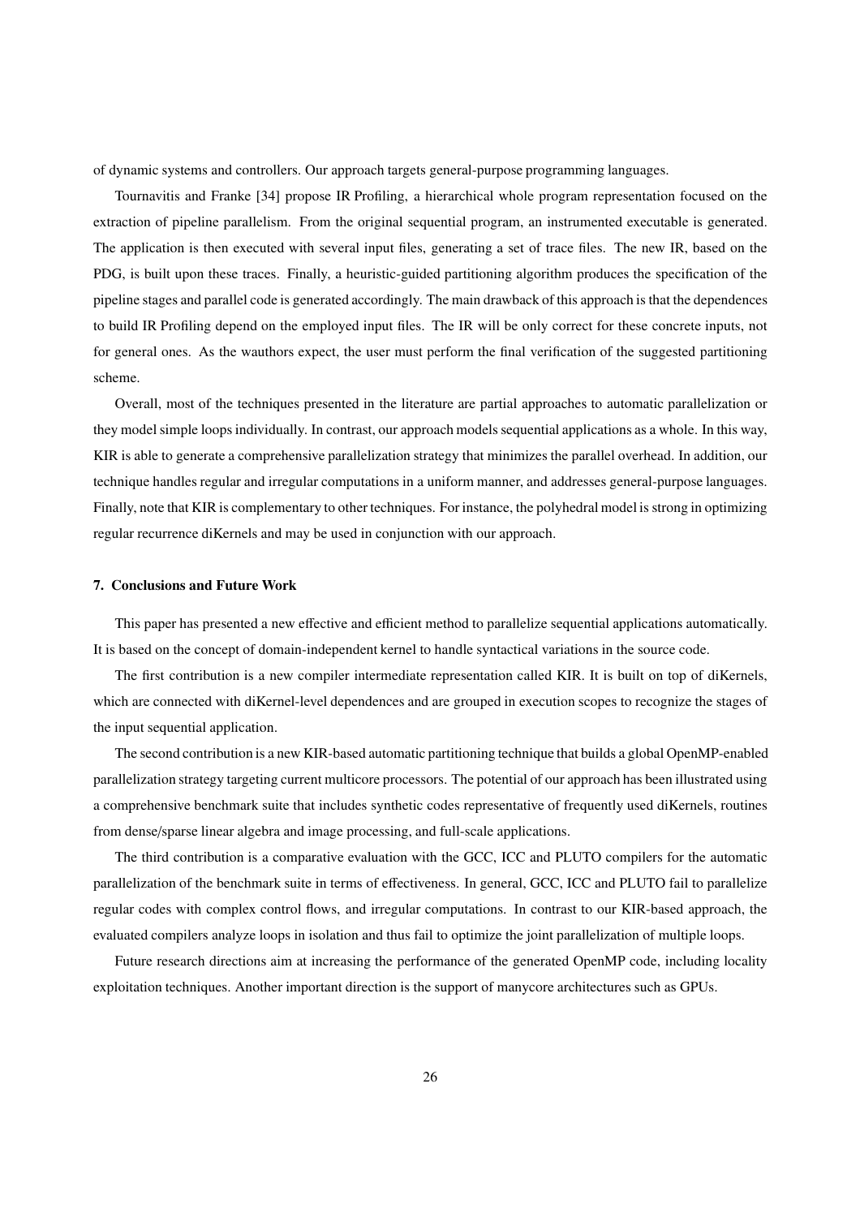of dynamic systems and controllers. Our approach targets general-purpose programming languages.

Tournavitis and Franke [34] propose IR Profiling, a hierarchical whole program representation focused on the extraction of pipeline parallelism. From the original sequential program, an instrumented executable is generated. The application is then executed with several input files, generating a set of trace files. The new IR, based on the PDG, is built upon these traces. Finally, a heuristic-guided partitioning algorithm produces the specification of the pipeline stages and parallel code is generated accordingly. The main drawback of this approach is that the dependences to build IR Profiling depend on the employed input files. The IR will be only correct for these concrete inputs, not for general ones. As the wauthors expect, the user must perform the final verification of the suggested partitioning scheme.

Overall, most of the techniques presented in the literature are partial approaches to automatic parallelization or they model simple loops individually. In contrast, our approach models sequential applications as a whole. In this way, KIR is able to generate a comprehensive parallelization strategy that minimizes the parallel overhead. In addition, our technique handles regular and irregular computations in a uniform manner, and addresses general-purpose languages. Finally, note that KIR is complementary to other techniques. For instance, the polyhedral model is strong in optimizing regular recurrence diKernels and may be used in conjunction with our approach.

## 7. Conclusions and Future Work

This paper has presented a new effective and efficient method to parallelize sequential applications automatically. It is based on the concept of domain-independent kernel to handle syntactical variations in the source code.

The first contribution is a new compiler intermediate representation called KIR. It is built on top of diKernels, which are connected with diKernel-level dependences and are grouped in execution scopes to recognize the stages of the input sequential application.

The second contribution is a new KIR-based automatic partitioning technique that builds a global OpenMP-enabled parallelization strategy targeting current multicore processors. The potential of our approach has been illustrated using a comprehensive benchmark suite that includes synthetic codes representative of frequently used diKernels, routines from dense/sparse linear algebra and image processing, and full-scale applications.

The third contribution is a comparative evaluation with the GCC, ICC and PLUTO compilers for the automatic parallelization of the benchmark suite in terms of effectiveness. In general, GCC, ICC and PLUTO fail to parallelize regular codes with complex control flows, and irregular computations. In contrast to our KIR-based approach, the evaluated compilers analyze loops in isolation and thus fail to optimize the joint parallelization of multiple loops.

Future research directions aim at increasing the performance of the generated OpenMP code, including locality exploitation techniques. Another important direction is the support of manycore architectures such as GPUs.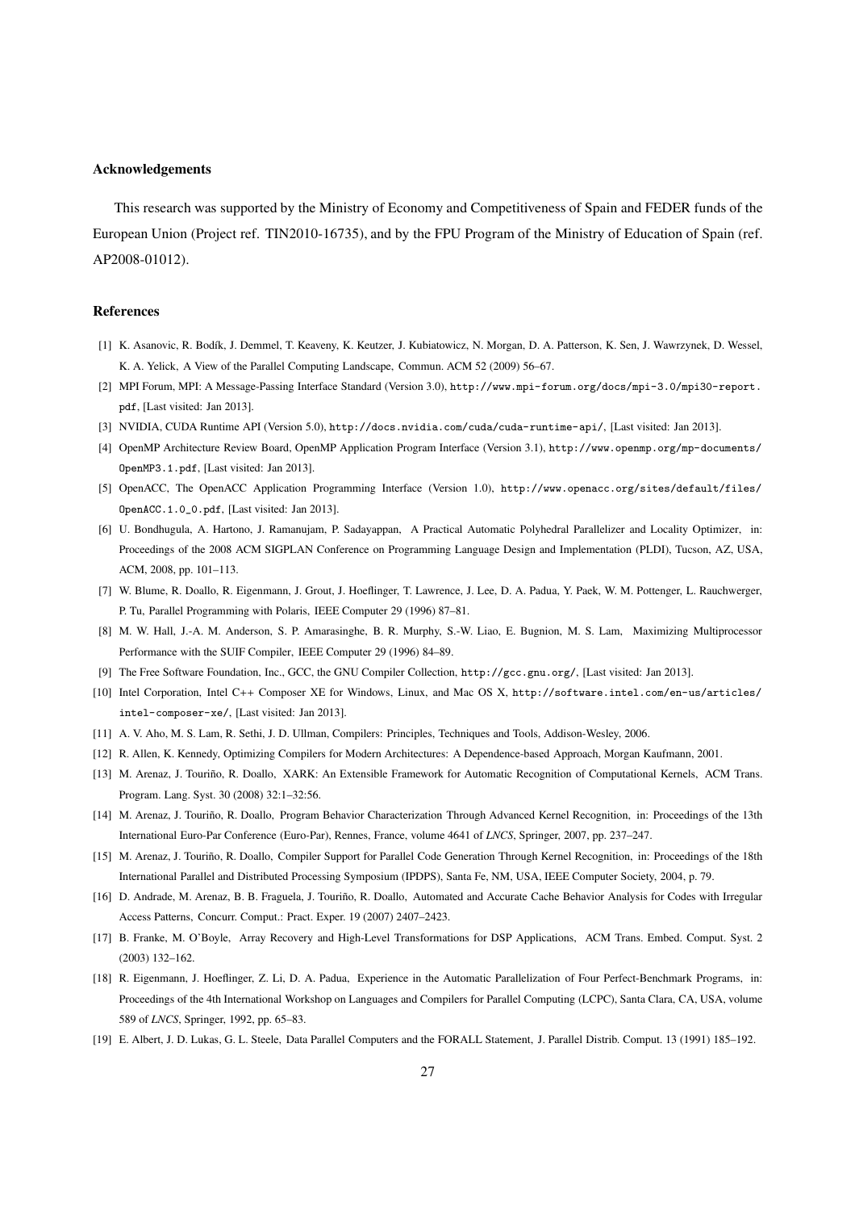## Acknowledgements

This research was supported by the Ministry of Economy and Competitiveness of Spain and FEDER funds of the European Union (Project ref. TIN2010-16735), and by the FPU Program of the Ministry of Education of Spain (ref. AP2008-01012).

## References

[1] K. Asanovic, R. Bodík, J. Demmel, T. Keaveny, K. Keutzer, J. Kubiatowicz, N. Morgan, D. A. Patterson, K. Sen, J. Wawrzynek, D. Wessel, K. A. Yelick, A View of the Parallel Computing Landscape, Commun. ACM 52 (2009) 56–67.

[2] MPI Forum, MPI: A Message-Passing Interface Standard (Version 3.0), http://www.mpi-forum.org/docs/mpi-3.0/mpi30-report.pdf, [Last visited: Jan 2013].

[3] NVIDIA, CUDA Runtime API (Version 5.0), http://docs.nvidia.com/cuda/cuda-runtime-api/, [Last visited: Jan 2013].

[4] OpenMP Architecture Review Board, OpenMP Application Program Interface (Version 3.1), http://www.openmp.org/mp-documents/OpenMP3.1.pdf, [Last visited: Jan 2013].

[5] OpenACC, The OpenACC Application Programming Interface (Version 1.0), http://www.openacc.org/sites/default/files/OpenACC.1.0_0.pdf, [Last visited: Jan 2013].

[6] U. Bondhugula, A. Hartono, J. Ramanujam, P. Sadayappan, A Practical Automatic Polyhedral Parallelizer and Locality Optimizer, in: Proceedings of the 2008 ACM SIGPLAN Conference on Programming Language Design and Implementation (PLDI), Tucson, AZ, USA, ACM, 2008, pp. 101–113.

[7] W. Blume, R. Doallo, R. Eigenmann, J. Grout, J. Hoeflinger, T. Lawrence, J. Lee, D. A. Padua, Y. Paek, W. M. Pottenger, L. Rauchwerger, P. Tu, Parallel Programming with Polaris, IEEE Computer 29 (1996) 87–81.

[8] M. W. Hall, J.-A. M. Anderson, S. P. Amarasinghe, B. R. Murphy, S.-W. Liao, E. Bugnion, M. S. Lam, Maximizing Multiprocessor Performance with the SUIF Compiler, IEEE Computer 29 (1996) 84–89.

[9] The Free Software Foundation, Inc., GCC, the GNU Compiler Collection, http://gcc.gnu.org/, [Last visited: Jan 2013].

[10] Intel Corporation, Intel C++ Composer XE for Windows, Linux, and Mac OS X, http://software.intel.com/en-us/articles/intel-composer-xe/, [Last visited: Jan 2013].

[11] A. V. Aho, M. S. Lam, R. Sethi, J. D. Ullman, Compilers: Principles, Techniques and Tools, Addison-Wesley, 2006.

[12] R. Allen, K. Kennedy, Optimizing Compilers for Modern Architectures: A Dependence-based Approach, Morgan Kaufmann, 2001.

[13] M. Arenaz, J. Touriño, R. Doallo, XARK: An Extensible Framework for Automatic Recognition of Computational Kernels, ACM Trans. Program. Lang. Syst. 30 (2008) 32:1–32:56.

[14] M. Arenaz, J. Touriño, R. Doallo, Program Behavior Characterization Through Advanced Kernel Recognition, in: Proceedings of the 13th International Euro-Par Conference (Euro-Par), Rennes, France, volume 4641 of *LNCS*, Springer, 2007, pp. 237–247.

[15] M. Arenaz, J. Touriño, R. Doallo, Compiler Support for Parallel Code Generation Through Kernel Recognition, in: Proceedings of the 18th International Parallel and Distributed Processing Symposium (IPDPS), Santa Fe, NM, USA, IEEE Computer Society, 2004, p. 79.

[16] D. Andrade, M. Arenaz, B. B. Fraguela, J. Touriño, R. Doallo, Automated and Accurate Cache Behavior Analysis for Codes with Irregular Access Patterns, Concurr. Comput.: Pract. Exper. 19 (2007) 2407–2423.

[17] B. Franke, M. O'Boyle, Array Recovery and High-Level Transformations for DSP Applications, ACM Trans. Embed. Comput. Syst. 2 (2003) 132–162.

[18] R. Eigenmann, J. Hoeflinger, Z. Li, D. A. Padua, Experience in the Automatic Parallelization of Four Perfect-Benchmark Programs, in: Proceedings of the 4th International Workshop on Languages and Compilers for Parallel Computing (LCPC), Santa Clara, CA, USA, volume 589 of *LNCS*, Springer, 1992, pp. 65–83.

[19] E. Albert, J. D. Lukas, G. L. Steele, Data Parallel Computers and the FORALL Statement, J. Parallel Distrib. Comput. 13 (1991) 185–192.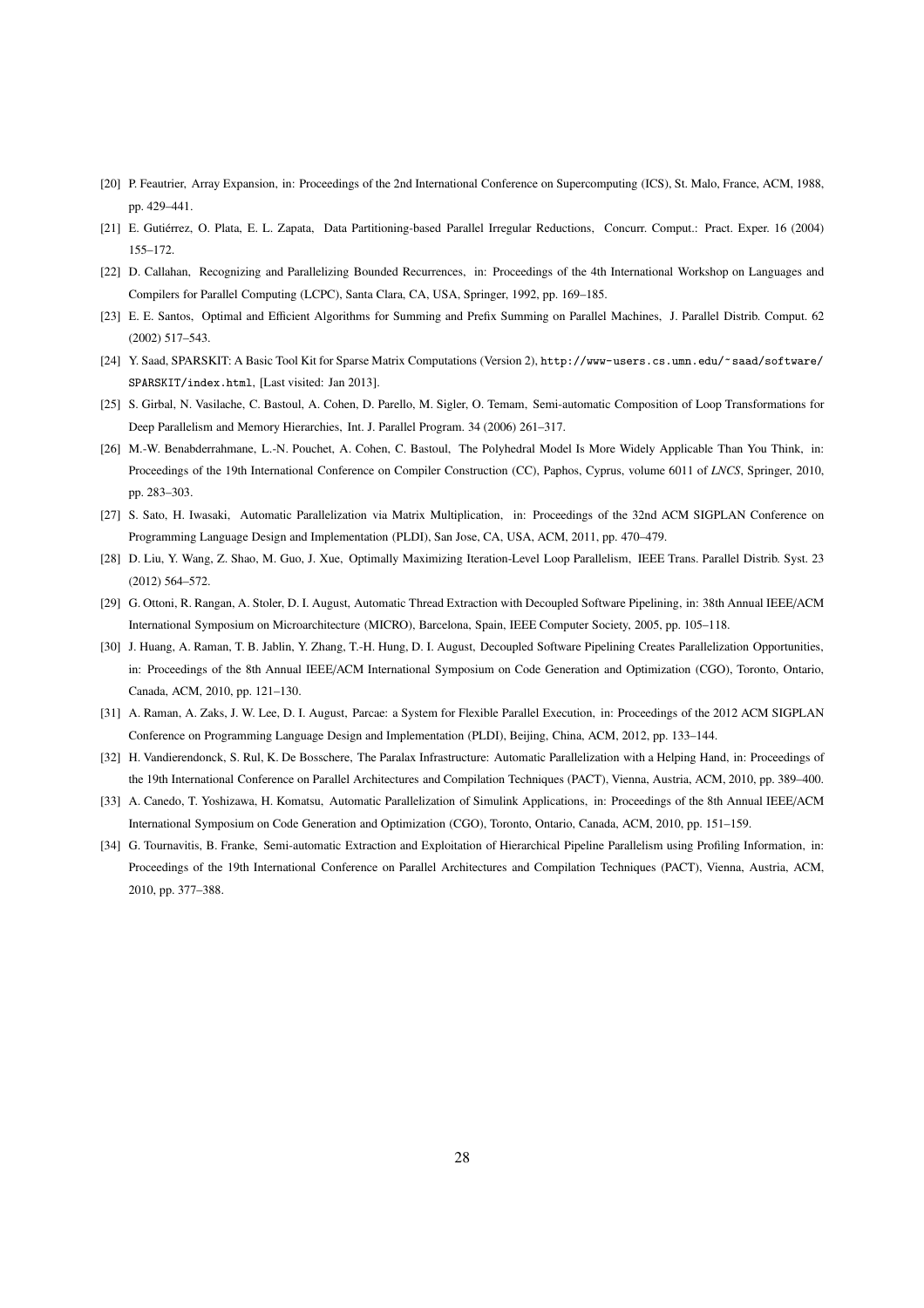[20] P. Feautrier, Array Expansion, in: Proceedings of the 2nd International Conference on Supercomputing (ICS), St. Malo, France, ACM, 1988, pp. 429–441.

[21] E. Gutiérrez, O. Plata, E. L. Zapata, Data Partitioning-based Parallel Irregular Reductions, Concurr. Comput.: Pract. Exper. 16 (2004) 155–172.

[22] D. Callahan, Recognizing and Parallelizing Bounded Recurrences, in: Proceedings of the 4th International Workshop on Languages and Compilers for Parallel Computing (LCPC), Santa Clara, CA, USA, Springer, 1992, pp. 169–185.

[23] E. E. Santos, Optimal and Efficient Algorithms for Summing and Prefix Summing on Parallel Machines, J. Parallel Distrib. Comput. 62 (2002) 517–543.

[24] Y. Saad, SPARSKIT: A Basic Tool Kit for Sparse Matrix Computations (Version 2), `http://www-users.cs.umn.edu/~saad/software/SPARSKIT/index.html`, [Last visited: Jan 2013].

[25] S. Girbal, N. Vasilache, C. Bastoul, A. Cohen, D. Parello, M. Sigler, O. Temam, Semi-automatic Composition of Loop Transformations for Deep Parallelism and Memory Hierarchies, Int. J. Parallel Program. 34 (2006) 261–317.

[26] M.-W. Benabderrahmane, L.-N. Pouchet, A. Cohen, C. Bastoul, The Polyhedral Model Is More Widely Applicable Than You Think, in: Proceedings of the 19th International Conference on Compiler Construction (CC), Paphos, Cyprus, volume 6011 of *LNCS*, Springer, 2010, pp. 283–303.

[27] S. Sato, H. Iwasaki, Automatic Parallelization via Matrix Multiplication, in: Proceedings of the 32nd ACM SIGPLAN Conference on Programming Language Design and Implementation (PLDI), San Jose, CA, USA, ACM, 2011, pp. 470–479.

[28] D. Liu, Y. Wang, Z. Shao, M. Guo, J. Xue, Optimally Maximizing Iteration-Level Loop Parallelism, IEEE Trans. Parallel Distrib. Syst. 23 (2012) 564–572.

[29] G. Ottoni, R. Rangan, A. Stoler, D. I. August, Automatic Thread Extraction with Decoupled Software Pipelining, in: 38th Annual IEEE/ACM International Symposium on Microarchitecture (MICRO), Barcelona, Spain, IEEE Computer Society, 2005, pp. 105–118.

[30] J. Huang, A. Raman, T. B. Jablin, Y. Zhang, T.-H. Hung, D. I. August, Decoupled Software Pipelining Creates Parallelization Opportunities, in: Proceedings of the 8th Annual IEEE/ACM International Symposium on Code Generation and Optimization (CGO), Toronto, Ontario, Canada, ACM, 2010, pp. 121–130.

[31] A. Raman, A. Zaks, J. W. Lee, D. I. August, Parcae: a System for Flexible Parallel Execution, in: Proceedings of the 2012 ACM SIGPLAN Conference on Programming Language Design and Implementation (PLDI), Beijing, China, ACM, 2012, pp. 133–144.

[32] H. Vandierendonck, S. Rul, K. De Bosschere, The Paralax Infrastructure: Automatic Parallelization with a Helping Hand, in: Proceedings of the 19th International Conference on Parallel Architectures and Compilation Techniques (PACT), Vienna, Austria, ACM, 2010, pp. 389–400.

[33] A. Canedo, T. Yoshizawa, H. Komatsu, Automatic Parallelization of Simulink Applications, in: Proceedings of the 8th Annual IEEE/ACM International Symposium on Code Generation and Optimization (CGO), Toronto, Ontario, Canada, ACM, 2010, pp. 151–159.

[34] G. Tournavitis, B. Franke, Semi-automatic Extraction and Exploitation of Hierarchical Pipeline Parallelism using Profiling Information, in: Proceedings of the 19th International Conference on Parallel Architectures and Compilation Techniques (PACT), Vienna, Austria, ACM, 2010, pp. 377–388.